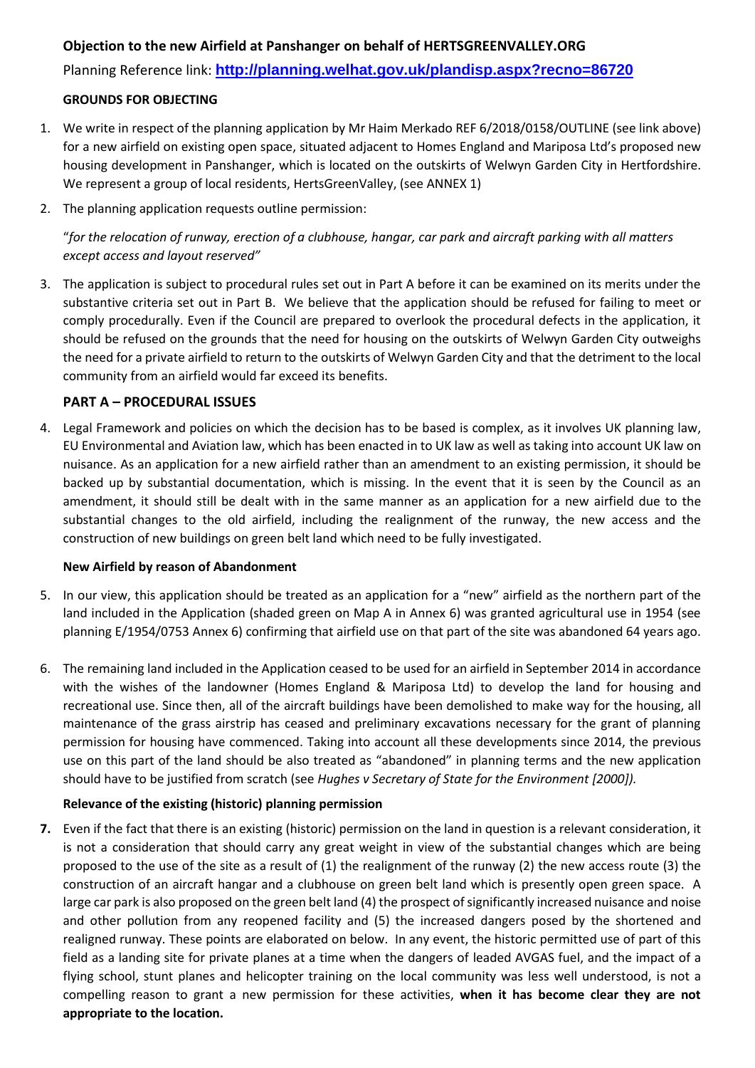**Objection to the new Airfield at Panshanger on behalf of HERTSGREENVALLEY.ORG**

Planning Reference link: **http://planning.welhat.gov.uk/plandisp.aspx?recno=86720**

**GROUNDS FOR OBJECTING**

1. We write in respect of the planning application by Mr Haim Merkado REF 6/2018/0158/OUTLINE (see link above) for a new airfield on existing open space, situated adjacent to Homes England and Mariposa Ltd's proposed new housing development in Panshanger, which is located on the outskirts of Welwyn Garden City in Hertfordshire. We represent a group of local residents, HertsGreenValley, (see ANNEX 1)

2. The planning application requests outline permission:

   "*for the relocation of runway, erection of a clubhouse, hangar, car park and aircraft parking with all matters except access and layout reserved"*

3. The application is subject to procedural rules set out in Part A before it can be examined on its merits under the substantive criteria set out in Part B. We believe that the application should be refused for failing to meet or comply procedurally. Even if the Council are prepared to overlook the procedural defects in the application, it should be refused on the grounds that the need for housing on the outskirts of Welwyn Garden City outweighs the need for a private airfield to return to the outskirts of Welwyn Garden City and that the detriment to the local community from an airfield would far exceed its benefits.

## PART A – PROCEDURAL ISSUES

4. Legal Framework and policies on which the decision has to be based is complex, as it involves UK planning law, EU Environmental and Aviation law, which has been enacted in to UK law as well as taking into account UK law on nuisance. As an application for a new airfield rather than an amendment to an existing permission, it should be backed up by substantial documentation, which is missing. In the event that it is seen by the Council as an amendment, it should still be dealt with in the same manner as an application for a new airfield due to the substantial changes to the old airfield, including the realignment of the runway, the new access and the construction of new buildings on green belt land which need to be fully investigated.

**New Airfield by reason of Abandonment**

5. In our view, this application should be treated as an application for a "new" airfield as the northern part of the land included in the Application (shaded green on Map A in Annex 6) was granted agricultural use in 1954 (see planning E/1954/0753 Annex 6) confirming that airfield use on that part of the site was abandoned 64 years ago.

6. The remaining land included in the Application ceased to be used for an airfield in September 2014 in accordance with the wishes of the landowner (Homes England & Mariposa Ltd) to develop the land for housing and recreational use. Since then, all of the aircraft buildings have been demolished to make way for the housing, all maintenance of the grass airstrip has ceased and preliminary excavations necessary for the grant of planning permission for housing have commenced. Taking into account all these developments since 2014, the previous use on this part of the land should be also treated as "abandoned" in planning terms and the new application should have to be justified from scratch (see *Hughes v Secretary of State for the Environment [2000]).*

**Relevance of the existing (historic) planning permission**

7. Even if the fact that there is an existing (historic) permission on the land in question is a relevant consideration, it is not a consideration that should carry any great weight in view of the substantial changes which are being proposed to the use of the site as a result of (1) the realignment of the runway (2) the new access route (3) the construction of an aircraft hangar and a clubhouse on green belt land which is presently open green space. A large car park is also proposed on the green belt land (4) the prospect of significantly increased nuisance and noise and other pollution from any reopened facility and (5) the increased dangers posed by the shortened and realigned runway. These points are elaborated on below. In any event, the historic permitted use of part of this field as a landing site for private planes at a time when the dangers of leaded AVGAS fuel, and the impact of a flying school, stunt planes and helicopter training on the local community was less well understood, is not a compelling reason to grant a new permission for these activities, **when it has become clear they are not appropriate to the location.**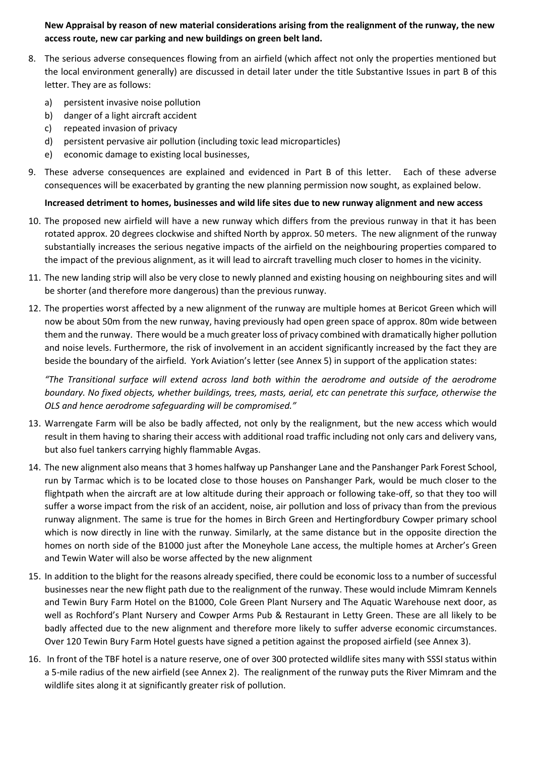**New Appraisal by reason of new material considerations arising from the realignment of the runway, the new access route, new car parking and new buildings on green belt land.**

8. The serious adverse consequences flowing from an airfield (which affect not only the properties mentioned but the local environment generally) are discussed in detail later under the title Substantive Issues in part B of this letter. They are as follows:
   a) persistent invasive noise pollution
   b) danger of a light aircraft accident
   c) repeated invasion of privacy
   d) persistent pervasive air pollution (including toxic lead microparticles)
   e) economic damage to existing local businesses,

9. These adverse consequences are explained and evidenced in Part B of this letter. Each of these adverse consequences will be exacerbated by granting the new planning permission now sought, as explained below.

**Increased detriment to homes, businesses and wild life sites due to new runway alignment and new access**

10. The proposed new airfield will have a new runway which differs from the previous runway in that it has been rotated approx. 20 degrees clockwise and shifted North by approx. 50 meters. The new alignment of the runway substantially increases the serious negative impacts of the airfield on the neighbouring properties compared to the impact of the previous alignment, as it will lead to aircraft travelling much closer to homes in the vicinity.

11. The new landing strip will also be very close to newly planned and existing housing on neighbouring sites and will be shorter (and therefore more dangerous) than the previous runway.

12. The properties worst affected by a new alignment of the runway are multiple homes at Bericot Green which will now be about 50m from the new runway, having previously had open green space of approx. 80m wide between them and the runway. There would be a much greater loss of privacy combined with dramatically higher pollution and noise levels. Furthermore, the risk of involvement in an accident significantly increased by the fact they are beside the boundary of the airfield. York Aviation's letter (see Annex 5) in support of the application states:

    *"The Transitional surface will extend across land both within the aerodrome and outside of the aerodrome boundary. No fixed objects, whether buildings, trees, masts, aerial, etc can penetrate this surface, otherwise the OLS and hence aerodrome safeguarding will be compromised."*

13. Warrengate Farm will be also be badly affected, not only by the realignment, but the new access which would result in them having to sharing their access with additional road traffic including not only cars and delivery vans, but also fuel tankers carrying highly flammable Avgas.

14. The new alignment also means that 3 homes halfway up Panshanger Lane and the Panshanger Park Forest School, run by Tarmac which is to be located close to those houses on Panshanger Park, would be much closer to the flightpath when the aircraft are at low altitude during their approach or following take-off, so that they too will suffer a worse impact from the risk of an accident, noise, air pollution and loss of privacy than from the previous runway alignment. The same is true for the homes in Birch Green and Hertingfordbury Cowper primary school which is now directly in line with the runway. Similarly, at the same distance but in the opposite direction the homes on north side of the B1000 just after the Moneyhole Lane access, the multiple homes at Archer's Green and Tewin Water will also be worse affected by the new alignment

15. In addition to the blight for the reasons already specified, there could be economic loss to a number of successful businesses near the new flight path due to the realignment of the runway. These would include Mimram Kennels and Tewin Bury Farm Hotel on the B1000, Cole Green Plant Nursery and The Aquatic Warehouse next door, as well as Rochford's Plant Nursery and Cowper Arms Pub & Restaurant in Letty Green. These are all likely to be badly affected due to the new alignment and therefore more likely to suffer adverse economic circumstances. Over 120 Tewin Bury Farm Hotel guests have signed a petition against the proposed airfield (see Annex 3).

16. In front of the TBF hotel is a nature reserve, one of over 300 protected wildlife sites many with SSSI status within a 5-mile radius of the new airfield (see Annex 2). The realignment of the runway puts the River Mimram and the wildlife sites along it at significantly greater risk of pollution.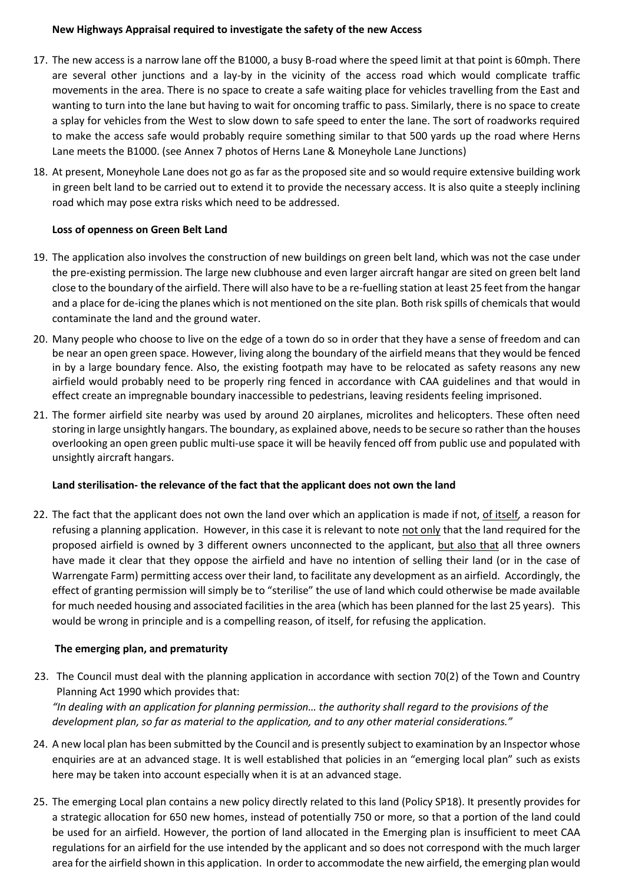**New Highways Appraisal required to investigate the safety of the new Access**

17. The new access is a narrow lane off the B1000, a busy B-road where the speed limit at that point is 60mph. There are several other junctions and a lay-by in the vicinity of the access road which would complicate traffic movements in the area. There is no space to create a safe waiting place for vehicles travelling from the East and wanting to turn into the lane but having to wait for oncoming traffic to pass. Similarly, there is no space to create a splay for vehicles from the West to slow down to safe speed to enter the lane. The sort of roadworks required to make the access safe would probably require something similar to that 500 yards up the road where Herns Lane meets the B1000. (see Annex 7 photos of Herns Lane & Moneyhole Lane Junctions)

18. At present, Moneyhole Lane does not go as far as the proposed site and so would require extensive building work in green belt land to be carried out to extend it to provide the necessary access. It is also quite a steeply inclining road which may pose extra risks which need to be addressed.

**Loss of openness on Green Belt Land**

19. The application also involves the construction of new buildings on green belt land, which was not the case under the pre-existing permission. The large new clubhouse and even larger aircraft hangar are sited on green belt land close to the boundary of the airfield. There will also have to be a re-fuelling station at least 25 feet from the hangar and a place for de-icing the planes which is not mentioned on the site plan. Both risk spills of chemicals that would contaminate the land and the ground water.

20. Many people who choose to live on the edge of a town do so in order that they have a sense of freedom and can be near an open green space. However, living along the boundary of the airfield means that they would be fenced in by a large boundary fence. Also, the existing footpath may have to be relocated as safety reasons any new airfield would probably need to be properly ring fenced in accordance with CAA guidelines and that would in effect create an impregnable boundary inaccessible to pedestrians, leaving residents feeling imprisoned.

21. The former airfield site nearby was used by around 20 airplanes, microlites and helicopters. These often need storing in large unsightly hangars. The boundary, as explained above, needs to be secure so rather than the houses overlooking an open green public multi-use space it will be heavily fenced off from public use and populated with unsightly aircraft hangars.

**Land sterilisation- the relevance of the fact that the applicant does not own the land**

22. The fact that the applicant does not own the land over which an application is made if not, <u>of itself</u>, a reason for refusing a planning application. However, in this case it is relevant to note <u>not only</u> that the land required for the proposed airfield is owned by 3 different owners unconnected to the applicant, <u>but also that</u> all three owners have made it clear that they oppose the airfield and have no intention of selling their land (or in the case of Warrengate Farm) permitting access over their land, to facilitate any development as an airfield. Accordingly, the effect of granting permission will simply be to "sterilise" the use of land which could otherwise be made available for much needed housing and associated facilities in the area (which has been planned for the last 25 years). This would be wrong in principle and is a compelling reason, of itself, for refusing the application.

**The emerging plan, and prematurity**

23. The Council must deal with the planning application in accordance with section 70(2) of the Town and Country Planning Act 1990 which provides that:
*"In dealing with an application for planning permission… the authority shall regard to the provisions of the development plan, so far as material to the application, and to any other material considerations."*

24. A new local plan has been submitted by the Council and is presently subject to examination by an Inspector whose enquiries are at an advanced stage. It is well established that policies in an "emerging local plan" such as exists here may be taken into account especially when it is at an advanced stage.

25. The emerging Local plan contains a new policy directly related to this land (Policy SP18). It presently provides for a strategic allocation for 650 new homes, instead of potentially 750 or more, so that a portion of the land could be used for an airfield. However, the portion of land allocated in the Emerging plan is insufficient to meet CAA regulations for an airfield for the use intended by the applicant and so does not correspond with the much larger area for the airfield shown in this application. In order to accommodate the new airfield, the emerging plan would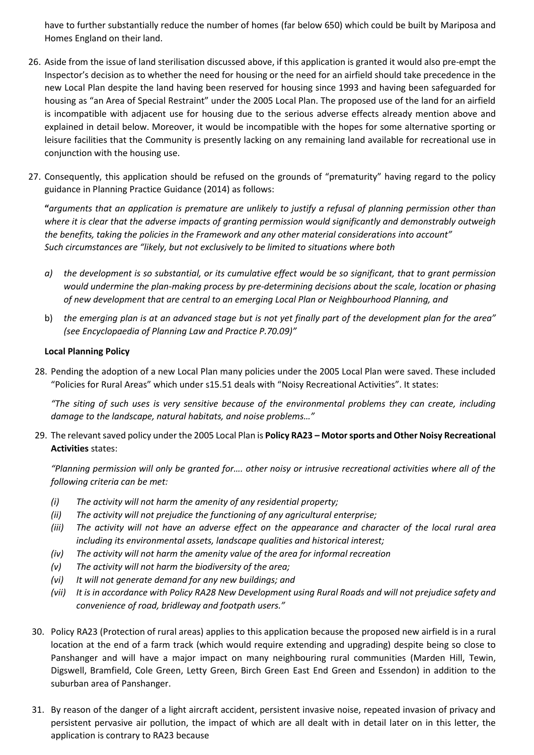have to further substantially reduce the number of homes (far below 650) which could be built by Mariposa and Homes England on their land.

26. Aside from the issue of land sterilisation discussed above, if this application is granted it would also pre-empt the Inspector's decision as to whether the need for housing or the need for an airfield should take precedence in the new Local Plan despite the land having been reserved for housing since 1993 and having been safeguarded for housing as "an Area of Special Restraint" under the 2005 Local Plan. The proposed use of the land for an airfield is incompatible with adjacent use for housing due to the serious adverse effects already mention above and explained in detail below. Moreover, it would be incompatible with the hopes for some alternative sporting or leisure facilities that the Community is presently lacking on any remaining land available for recreational use in conjunction with the housing use.

27. Consequently, this application should be refused on the grounds of "prematurity" having regard to the policy guidance in Planning Practice Guidance (2014) as follows:

    **"***arguments that an application is premature are unlikely to justify a refusal of planning permission other than where it is clear that the adverse impacts of granting permission would significantly and demonstrably outweigh the benefits, taking the policies in the Framework and any other material considerations into account" Such circumstances are "likely, but not exclusively to be limited to situations where both*

    a) *the development is so substantial, or its cumulative effect would be so significant, that to grant permission would undermine the plan-making process by pre-determining decisions about the scale, location or phasing of new development that are central to an emerging Local Plan or Neighbourhood Planning, and*

    b) *the emerging plan is at an advanced stage but is not yet finally part of the development plan for the area" (see Encyclopaedia of Planning Law and Practice P.70.09)"*

**Local Planning Policy**

28. Pending the adoption of a new Local Plan many policies under the 2005 Local Plan were saved. These included "Policies for Rural Areas" which under s15.51 deals with "Noisy Recreational Activities". It states:

    *"The siting of such uses is very sensitive because of the environmental problems they can create, including damage to the landscape, natural habitats, and noise problems…"*

29. The relevant saved policy under the 2005 Local Plan is **Policy RA23 – Motor sports and Other Noisy Recreational Activities** states:

    *"Planning permission will only be granted for…. other noisy or intrusive recreational activities where all of the following criteria can be met:*

    *(i) The activity will not harm the amenity of any residential property;*
    *(ii) The activity will not prejudice the functioning of any agricultural enterprise;*
    *(iii) The activity will not have an adverse effect on the appearance and character of the local rural area including its environmental assets, landscape qualities and historical interest;*
    *(iv) The activity will not harm the amenity value of the area for informal recreation*
    *(v) The activity will not harm the biodiversity of the area;*
    *(vi) It will not generate demand for any new buildings; and*
    *(vii) It is in accordance with Policy RA28 New Development using Rural Roads and will not prejudice safety and convenience of road, bridleway and footpath users."*

30. Policy RA23 (Protection of rural areas) applies to this application because the proposed new airfield is in a rural location at the end of a farm track (which would require extending and upgrading) despite being so close to Panshanger and will have a major impact on many neighbouring rural communities (Marden Hill, Tewin, Digswell, Bramfield, Cole Green, Letty Green, Birch Green East End Green and Essendon) in addition to the suburban area of Panshanger.

31. By reason of the danger of a light aircraft accident, persistent invasive noise, repeated invasion of privacy and persistent pervasive air pollution, the impact of which are all dealt with in detail later on in this letter, the application is contrary to RA23 because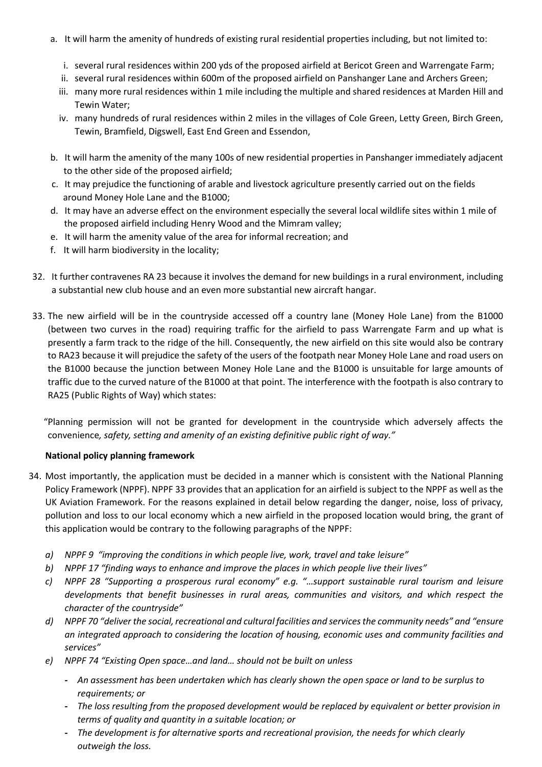a. It will harm the amenity of hundreds of existing rural residential properties including, but not limited to:

    i. several rural residences within 200 yds of the proposed airfield at Bericot Green and Warrengate Farm;
    ii. several rural residences within 600m of the proposed airfield on Panshanger Lane and Archers Green;
    iii. many more rural residences within 1 mile including the multiple and shared residences at Marden Hill and Tewin Water;
    iv. many hundreds of rural residences within 2 miles in the villages of Cole Green, Letty Green, Birch Green, Tewin, Bramfield, Digswell, East End Green and Essendon,

b. It will harm the amenity of the many 100s of new residential properties in Panshanger immediately adjacent to the other side of the proposed airfield;

c. It may prejudice the functioning of arable and livestock agriculture presently carried out on the fields around Money Hole Lane and the B1000;

d. It may have an adverse effect on the environment especially the several local wildlife sites within 1 mile of the proposed airfield including Henry Wood and the Mimram valley;

e. It will harm the amenity value of the area for informal recreation; and

f. It will harm biodiversity in the locality;

32. It further contravenes RA 23 because it involves the demand for new buildings in a rural environment, including a substantial new club house and an even more substantial new aircraft hangar.

33. The new airfield will be in the countryside accessed off a country lane (Money Hole Lane) from the B1000 (between two curves in the road) requiring traffic for the airfield to pass Warrengate Farm and up what is presently a farm track to the ridge of the hill. Consequently, the new airfield on this site would also be contrary to RA23 because it will prejudice the safety of the users of the footpath near Money Hole Lane and road users on the B1000 because the junction between Money Hole Lane and the B1000 is unsuitable for large amounts of traffic due to the curved nature of the B1000 at that point. The interference with the footpath is also contrary to RA25 (Public Rights of Way) which states:

"Planning permission will not be granted for development in the countryside which adversely affects the convenience*, safety, setting and amenity of an existing definitive public right of way."*

**National policy planning framework**

34. Most importantly, the application must be decided in a manner which is consistent with the National Planning Policy Framework (NPPF). NPPF 33 provides that an application for an airfield is subject to the NPPF as well as the UK Aviation Framework. For the reasons explained in detail below regarding the danger, noise, loss of privacy, pollution and loss to our local economy which a new airfield in the proposed location would bring, the grant of this application would be contrary to the following paragraphs of the NPPF:

    a) *NPPF 9 "improving the conditions in which people live, work, travel and take leisure"*
    b) *NPPF 17 "finding ways to enhance and improve the places in which people live their lives"*
    c) *NPPF 28 "Supporting a prosperous rural economy" e.g. "…support sustainable rural tourism and leisure developments that benefit businesses in rural areas, communities and visitors, and which respect the character of the countryside"*
    d) *NPPF 70 "deliver the social, recreational and cultural facilities and services the community needs" and "ensure an integrated approach to considering the location of housing, economic uses and community facilities and services"*
    e) *NPPF 74 "Existing Open space…and land… should not be built on unless*
        - *An assessment has been undertaken which has clearly shown the open space or land to be surplus to requirements; or*
        - *The loss resulting from the proposed development would be replaced by equivalent or better provision in terms of quality and quantity in a suitable location; or*
        - *The development is for alternative sports and recreational provision, the needs for which clearly outweigh the loss.*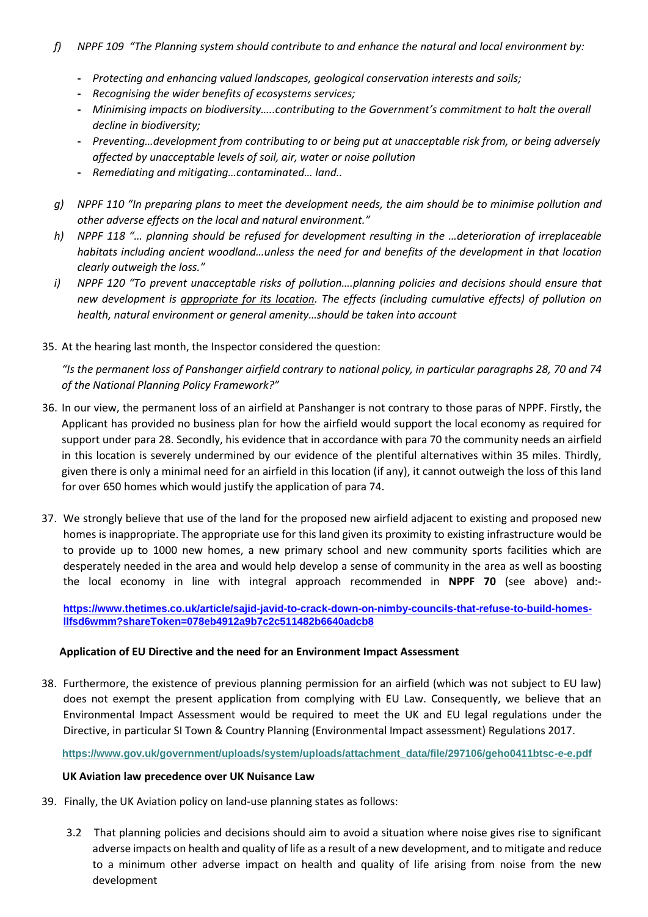f) *NPPF 109 "The Planning system should contribute to and enhance the natural and local environment by:*

   - *Protecting and enhancing valued landscapes, geological conservation interests and soils;*
   - *Recognising the wider benefits of ecosystems services;*
   - *Minimising impacts on biodiversity…..contributing to the Government's commitment to halt the overall decline in biodiversity;*
   - *Preventing…development from contributing to or being put at unacceptable risk from, or being adversely affected by unacceptable levels of soil, air, water or noise pollution*
   - *Remediating and mitigating…contaminated… land..*

g) *NPPF 110 "In preparing plans to meet the development needs, the aim should be to minimise pollution and other adverse effects on the local and natural environment."*

h) *NPPF 118 "… planning should be refused for development resulting in the …deterioration of irreplaceable habitats including ancient woodland…unless the need for and benefits of the development in that location clearly outweigh the loss."*

i) *NPPF 120 "To prevent unacceptable risks of pollution….planning policies and decisions should ensure that new development is <u>appropriate for its location</u>. The effects (including cumulative effects) of pollution on health, natural environment or general amenity…should be taken into account*

35. At the hearing last month, the Inspector considered the question:

    *"Is the permanent loss of Panshanger airfield contrary to national policy, in particular paragraphs 28, 70 and 74 of the National Planning Policy Framework?"*

36. In our view, the permanent loss of an airfield at Panshanger is not contrary to those paras of NPPF. Firstly, the Applicant has provided no business plan for how the airfield would support the local economy as required for support under para 28. Secondly, his evidence that in accordance with para 70 the community needs an airfield in this location is severely undermined by our evidence of the plentiful alternatives within 35 miles. Thirdly, given there is only a minimal need for an airfield in this location (if any), it cannot outweigh the loss of this land for over 650 homes which would justify the application of para 74.

37. We strongly believe that use of the land for the proposed new airfield adjacent to existing and proposed new homes is inappropriate. The appropriate use for this land given its proximity to existing infrastructure would be to provide up to 1000 new homes, a new primary school and new community sports facilities which are desperately needed in the area and would help develop a sense of community in the area as well as boosting the local economy in line with integral approach recommended in **NPPF 70** (see above) and:-

    https://www.thetimes.co.uk/article/sajid-javid-to-crack-down-on-nimby-councils-that-refuse-to-build-homes-llfsd6wmm?shareToken=078eb4912a9b7c2c511482b6640adcb8

**Application of EU Directive and the need for an Environment Impact Assessment**

38. Furthermore, the existence of previous planning permission for an airfield (which was not subject to EU law) does not exempt the present application from complying with EU Law. Consequently, we believe that an Environmental Impact Assessment would be required to meet the UK and EU legal regulations under the Directive, in particular SI Town & Country Planning (Environmental Impact assessment) Regulations 2017.

    https://www.gov.uk/government/uploads/system/uploads/attachment_data/file/297106/geho0411btsc-e-e.pdf

**UK Aviation law precedence over UK Nuisance Law**

39. Finally, the UK Aviation policy on land-use planning states as follows:

    3.2 That planning policies and decisions should aim to avoid a situation where noise gives rise to significant adverse impacts on health and quality of life as a result of a new development, and to mitigate and reduce to a minimum other adverse impact on health and quality of life arising from noise from the new development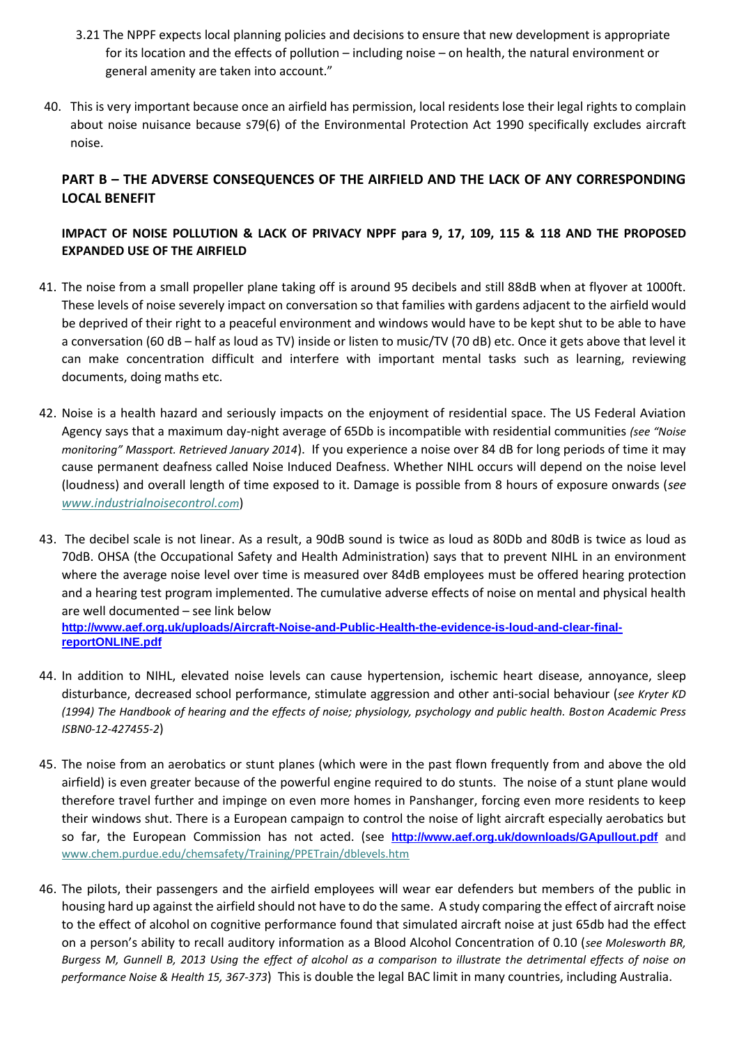3.21 The NPPF expects local planning policies and decisions to ensure that new development is appropriate for its location and the effects of pollution – including noise – on health, the natural environment or general amenity are taken into account."

40. This is very important because once an airfield has permission, local residents lose their legal rights to complain about noise nuisance because s79(6) of the Environmental Protection Act 1990 specifically excludes aircraft noise.

## PART B – THE ADVERSE CONSEQUENCES OF THE AIRFIELD AND THE LACK OF ANY CORRESPONDING LOCAL BENEFIT

### IMPACT OF NOISE POLLUTION & LACK OF PRIVACY NPPF para 9, 17, 109, 115 & 118 AND THE PROPOSED EXPANDED USE OF THE AIRFIELD

41. The noise from a small propeller plane taking off is around 95 decibels and still 88dB when at flyover at 1000ft. These levels of noise severely impact on conversation so that families with gardens adjacent to the airfield would be deprived of their right to a peaceful environment and windows would have to be kept shut to be able to have a conversation (60 dB – half as loud as TV) inside or listen to music/TV (70 dB) etc. Once it gets above that level it can make concentration difficult and interfere with important mental tasks such as learning, reviewing documents, doing maths etc.

42. Noise is a health hazard and seriously impacts on the enjoyment of residential space. The US Federal Aviation Agency says that a maximum day-night average of 65Db is incompatible with residential communities *(see "Noise monitoring" Massport. Retrieved January 2014)*. If you experience a noise over 84 dB for long periods of time it may cause permanent deafness called Noise Induced Deafness. Whether NIHL occurs will depend on the noise level (loudness) and overall length of time exposed to it. Damage is possible from 8 hours of exposure onwards (*see www.industrialnoisecontrol.com*)

43. The decibel scale is not linear. As a result, a 90dB sound is twice as loud as 80Db and 80dB is twice as loud as 70dB. OHSA (the Occupational Safety and Health Administration) says that to prevent NIHL in an environment where the average noise level over time is measured over 84dB employees must be offered hearing protection and a hearing test program implemented. The cumulative adverse effects of noise on mental and physical health are well documented – see link below
**http://www.aef.org.uk/uploads/Aircraft-Noise-and-Public-Health-the-evidence-is-loud-and-clear-final-reportONLINE.pdf**

44. In addition to NIHL, elevated noise levels can cause hypertension, ischemic heart disease, annoyance, sleep disturbance, decreased school performance, stimulate aggression and other anti-social behaviour (*see Kryter KD (1994) The Handbook of hearing and the effects of noise; physiology, psychology and public health. Boston Academic Press ISBN0-12-427455-2*)

45. The noise from an aerobatics or stunt planes (which were in the past flown frequently from and above the old airfield) is even greater because of the powerful engine required to do stunts. The noise of a stunt plane would therefore travel further and impinge on even more homes in Panshanger, forcing even more residents to keep their windows shut. There is a European campaign to control the noise of light aircraft especially aerobatics but so far, the European Commission has not acted. (see **http://www.aef.org.uk/downloads/GApullout.pdf** and www.chem.purdue.edu/chemsafety/Training/PPETrain/dblevels.htm

46. The pilots, their passengers and the airfield employees will wear ear defenders but members of the public in housing hard up against the airfield should not have to do the same. A study comparing the effect of aircraft noise to the effect of alcohol on cognitive performance found that simulated aircraft noise at just 65db had the effect on a person's ability to recall auditory information as a Blood Alcohol Concentration of 0.10 (*see Molesworth BR, Burgess M, Gunnell B, 2013 Using the effect of alcohol as a comparison to illustrate the detrimental effects of noise on performance Noise & Health 15, 367-373*) This is double the legal BAC limit in many countries, including Australia.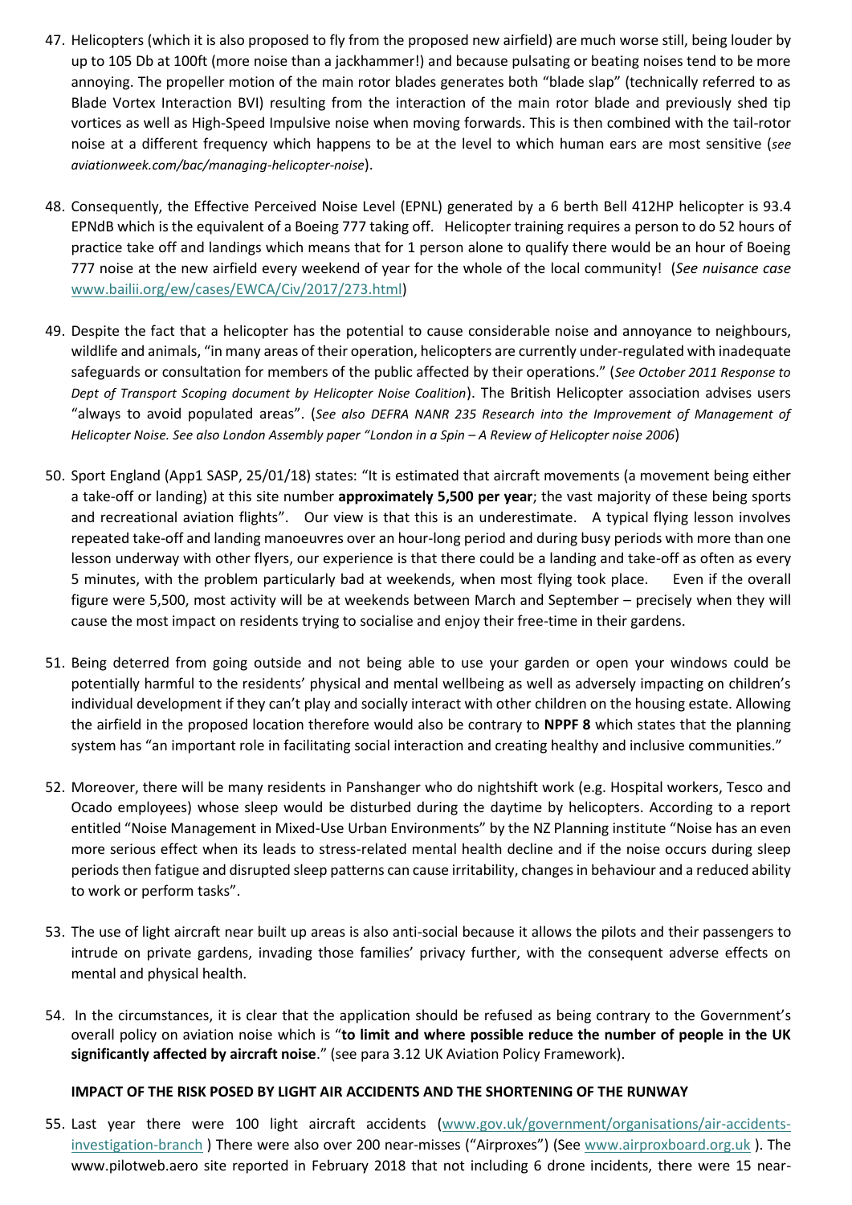47. Helicopters (which it is also proposed to fly from the proposed new airfield) are much worse still, being louder by up to 105 Db at 100ft (more noise than a jackhammer!) and because pulsating or beating noises tend to be more annoying. The propeller motion of the main rotor blades generates both "blade slap" (technically referred to as Blade Vortex Interaction BVI) resulting from the interaction of the main rotor blade and previously shed tip vortices as well as High-Speed Impulsive noise when moving forwards. This is then combined with the tail-rotor noise at a different frequency which happens to be at the level to which human ears are most sensitive (*see aviationweek.com/bac/managing-helicopter-noise*).

48. Consequently, the Effective Perceived Noise Level (EPNL) generated by a 6 berth Bell 412HP helicopter is 93.4 EPNdB which is the equivalent of a Boeing 777 taking off. Helicopter training requires a person to do 52 hours of practice take off and landings which means that for 1 person alone to qualify there would be an hour of Boeing 777 noise at the new airfield every weekend of year for the whole of the local community! (*See nuisance case* www.bailii.org/ew/cases/EWCA/Civ/2017/273.html)

49. Despite the fact that a helicopter has the potential to cause considerable noise and annoyance to neighbours, wildlife and animals, "in many areas of their operation, helicopters are currently under-regulated with inadequate safeguards or consultation for members of the public affected by their operations." (*See October 2011 Response to Dept of Transport Scoping document by Helicopter Noise Coalition*). The British Helicopter association advises users "always to avoid populated areas". (*See also DEFRA NANR 235 Research into the Improvement of Management of Helicopter Noise. See also London Assembly paper "London in a Spin – A Review of Helicopter noise 2006*)

50. Sport England (App1 SASP, 25/01/18) states: "It is estimated that aircraft movements (a movement being either a take-off or landing) at this site number **approximately 5,500 per year**; the vast majority of these being sports and recreational aviation flights". Our view is that this is an underestimate. A typical flying lesson involves repeated take-off and landing manoeuvres over an hour-long period and during busy periods with more than one lesson underway with other flyers, our experience is that there could be a landing and take-off as often as every 5 minutes, with the problem particularly bad at weekends, when most flying took place. Even if the overall figure were 5,500, most activity will be at weekends between March and September – precisely when they will cause the most impact on residents trying to socialise and enjoy their free-time in their gardens.

51. Being deterred from going outside and not being able to use your garden or open your windows could be potentially harmful to the residents' physical and mental wellbeing as well as adversely impacting on children's individual development if they can't play and socially interact with other children on the housing estate. Allowing the airfield in the proposed location therefore would also be contrary to **NPPF 8** which states that the planning system has "an important role in facilitating social interaction and creating healthy and inclusive communities."

52. Moreover, there will be many residents in Panshanger who do nightshift work (e.g. Hospital workers, Tesco and Ocado employees) whose sleep would be disturbed during the daytime by helicopters. According to a report entitled "Noise Management in Mixed-Use Urban Environments" by the NZ Planning institute "Noise has an even more serious effect when its leads to stress-related mental health decline and if the noise occurs during sleep periods then fatigue and disrupted sleep patterns can cause irritability, changes in behaviour and a reduced ability to work or perform tasks".

53. The use of light aircraft near built up areas is also anti-social because it allows the pilots and their passengers to intrude on private gardens, invading those families' privacy further, with the consequent adverse effects on mental and physical health.

54. In the circumstances, it is clear that the application should be refused as being contrary to the Government's overall policy on aviation noise which is "**to limit and where possible reduce the number of people in the UK significantly affected by aircraft noise**." (see para 3.12 UK Aviation Policy Framework).

**IMPACT OF THE RISK POSED BY LIGHT AIR ACCIDENTS AND THE SHORTENING OF THE RUNWAY**

55. Last year there were 100 light aircraft accidents (www.gov.uk/government/organisations/air-accidents-investigation-branch ) There were also over 200 near-misses ("Airproxes") (See www.airproxboard.org.uk ). The www.pilotweb.aero site reported in February 2018 that not including 6 drone incidents, there were 15 near-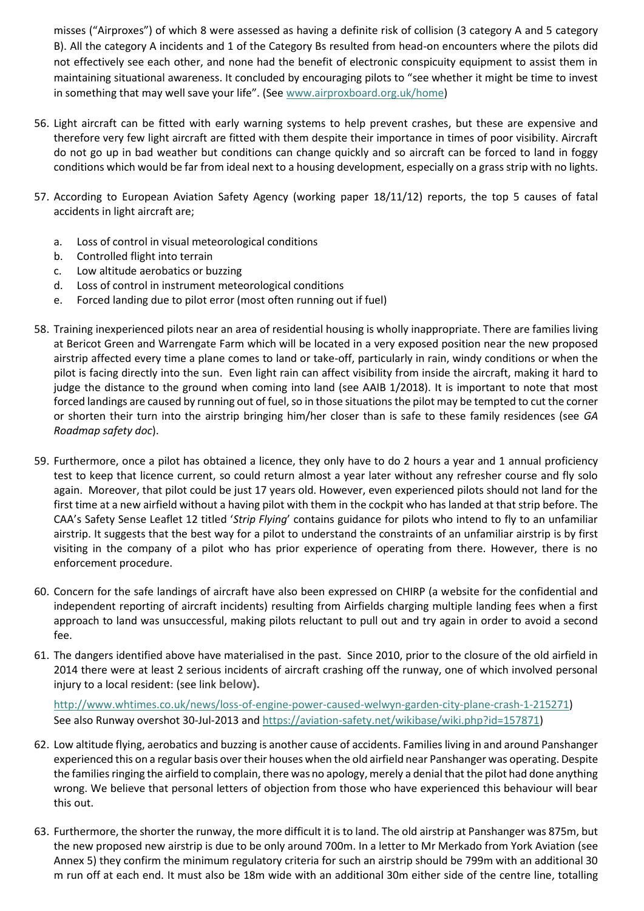misses ("Airproxes") of which 8 were assessed as having a definite risk of collision (3 category A and 5 category B). All the category A incidents and 1 of the Category Bs resulted from head-on encounters where the pilots did not effectively see each other, and none had the benefit of electronic conspicuity equipment to assist them in maintaining situational awareness. It concluded by encouraging pilots to "see whether it might be time to invest in something that may well save your life". (See [www.airproxboard.org.uk/home](www.airproxboard.org.uk/home))

56. Light aircraft can be fitted with early warning systems to help prevent crashes, but these are expensive and therefore very few light aircraft are fitted with them despite their importance in times of poor visibility. Aircraft do not go up in bad weather but conditions can change quickly and so aircraft can be forced to land in foggy conditions which would be far from ideal next to a housing development, especially on a grass strip with no lights.

57. According to European Aviation Safety Agency (working paper 18/11/12) reports, the top 5 causes of fatal accidents in light aircraft are;

    a. Loss of control in visual meteorological conditions
    b. Controlled flight into terrain
    c. Low altitude aerobatics or buzzing
    d. Loss of control in instrument meteorological conditions
    e. Forced landing due to pilot error (most often running out if fuel)

58. Training inexperienced pilots near an area of residential housing is wholly inappropriate. There are families living at Bericot Green and Warrengate Farm which will be located in a very exposed position near the new proposed airstrip affected every time a plane comes to land or take-off, particularly in rain, windy conditions or when the pilot is facing directly into the sun. Even light rain can affect visibility from inside the aircraft, making it hard to judge the distance to the ground when coming into land (see AAIB 1/2018). It is important to note that most forced landings are caused by running out of fuel, so in those situations the pilot may be tempted to cut the corner or shorten their turn into the airstrip bringing him/her closer than is safe to these family residences (see *GA Roadmap safety doc*).

59. Furthermore, once a pilot has obtained a licence, they only have to do 2 hours a year and 1 annual proficiency test to keep that licence current, so could return almost a year later without any refresher course and fly solo again. Moreover, that pilot could be just 17 years old. However, even experienced pilots should not land for the first time at a new airfield without a having pilot with them in the cockpit who has landed at that strip before. The CAA's Safety Sense Leaflet 12 titled '*Strip Flying*' contains guidance for pilots who intend to fly to an unfamiliar airstrip. It suggests that the best way for a pilot to understand the constraints of an unfamiliar airstrip is by first visiting in the company of a pilot who has prior experience of operating from there. However, there is no enforcement procedure.

60. Concern for the safe landings of aircraft have also been expressed on CHIRP (a website for the confidential and independent reporting of aircraft incidents) resulting from Airfields charging multiple landing fees when a first approach to land was unsuccessful, making pilots reluctant to pull out and try again in order to avoid a second fee.

61. The dangers identified above have materialised in the past. Since 2010, prior to the closure of the old airfield in 2014 there were at least 2 serious incidents of aircraft crashing off the runway, one of which involved personal injury to a local resident: (see link **below).**

    [http://www.whtimes.co.uk/news/loss-of-engine-power-caused-welwyn-garden-city-plane-crash-1-215271](http://www.whtimes.co.uk/news/loss-of-engine-power-caused-welwyn-garden-city-plane-crash-1-215271))
    See also Runway overshot 30-Jul-2013 and [https://aviation-safety.net/wikibase/wiki.php?id=157871](https://aviation-safety.net/wikibase/wiki.php?id=157871))

62. Low altitude flying, aerobatics and buzzing is another cause of accidents. Families living in and around Panshanger experienced this on a regular basis over their houses when the old airfield near Panshanger was operating. Despite the families ringing the airfield to complain, there was no apology, merely a denial that the pilot had done anything wrong. We believe that personal letters of objection from those who have experienced this behaviour will bear this out.

63. Furthermore, the shorter the runway, the more difficult it is to land. The old airstrip at Panshanger was 875m, but the new proposed new airstrip is due to be only around 700m. In a letter to Mr Merkado from York Aviation (see Annex 5) they confirm the minimum regulatory criteria for such an airstrip should be 799m with an additional 30 m run off at each end. It must also be 18m wide with an additional 30m either side of the centre line, totalling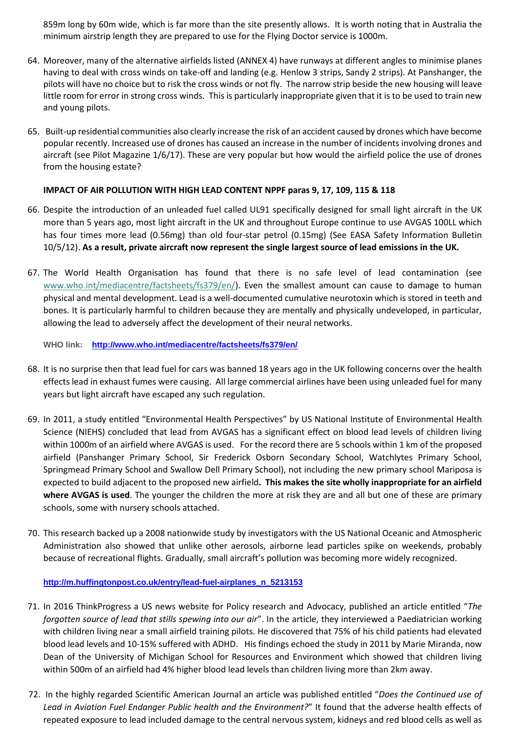859m long by 60m wide, which is far more than the site presently allows. It is worth noting that in Australia the minimum airstrip length they are prepared to use for the Flying Doctor service is 1000m.

64. Moreover, many of the alternative airfields listed (ANNEX 4) have runways at different angles to minimise planes having to deal with cross winds on take-off and landing (e.g. Henlow 3 strips, Sandy 2 strips). At Panshanger, the pilots will have no choice but to risk the cross winds or not fly. The narrow strip beside the new housing will leave little room for error in strong cross winds. This is particularly inappropriate given that it is to be used to train new and young pilots.

65. Built-up residential communities also clearly increase the risk of an accident caused by drones which have become popular recently. Increased use of drones has caused an increase in the number of incidents involving drones and aircraft (see Pilot Magazine 1/6/17). These are very popular but how would the airfield police the use of drones from the housing estate?

**IMPACT OF AIR POLLUTION WITH HIGH LEAD CONTENT NPPF paras 9, 17, 109, 115 & 118**

66. Despite the introduction of an unleaded fuel called UL91 specifically designed for small light aircraft in the UK more than 5 years ago, most light aircraft in the UK and throughout Europe continue to use AVGAS 100LL which has four times more lead (0.56mg) than old four-star petrol (0.15mg) (See EASA Safety Information Bulletin 10/5/12). **As a result, private aircraft now represent the single largest source of lead emissions in the UK.**

67. The World Health Organisation has found that there is no safe level of lead contamination (see www.who.int/mediacentre/factsheets/fs379/en/). Even the smallest amount can cause to damage to human physical and mental development. Lead is a well-documented cumulative neurotoxin which is stored in teeth and bones. It is particularly harmful to children because they are mentally and physically undeveloped, in particular, allowing the lead to adversely affect the development of their neural networks.

    WHO link: **http://www.who.int/mediacentre/factsheets/fs379/en/**

68. It is no surprise then that lead fuel for cars was banned 18 years ago in the UK following concerns over the health effects lead in exhaust fumes were causing. All large commercial airlines have been using unleaded fuel for many years but light aircraft have escaped any such regulation.

69. In 2011, a study entitled "Environmental Health Perspectives" by US National Institute of Environmental Health Science (NIEHS) concluded that lead from AVGAS has a significant effect on blood lead levels of children living within 1000m of an airfield where AVGAS is used. For the record there are 5 schools within 1 km of the proposed airfield (Panshanger Primary School, Sir Frederick Osborn Secondary School, Watchlytes Primary School, Springmead Primary School and Swallow Dell Primary School), not including the new primary school Mariposa is expected to build adjacent to the proposed new airfield**. This makes the site wholly inappropriate for an airfield where AVGAS is used**. The younger the children the more at risk they are and all but one of these are primary schools, some with nursery schools attached.

70. This research backed up a 2008 nationwide study by investigators with the US National Oceanic and Atmospheric Administration also showed that unlike other aerosols, airborne lead particles spike on weekends, probably because of recreational flights. Gradually, small aircraft's pollution was becoming more widely recognized.

    **http://m.huffingtonpost.co.uk/entry/lead-fuel-airplanes_n_5213153**

71. In 2016 ThinkProgress a US news website for Policy research and Advocacy, published an article entitled "*The forgotten source of lead that stills spewing into our air*". In the article, they interviewed a Paediatrician working with children living near a small airfield training pilots. He discovered that 75% of his child patients had elevated blood lead levels and 10-15% suffered with ADHD. His findings echoed the study in 2011 by Marie Miranda, now Dean of the University of Michigan School for Resources and Environment which showed that children living within 500m of an airfield had 4% higher blood lead levels than children living more than 2km away.

72. In the highly regarded Scientific American Journal an article was published entitled "*Does the Continued use of Lead in Aviation Fuel Endanger Public health and the Environment?*" It found that the adverse health effects of repeated exposure to lead included damage to the central nervous system, kidneys and red blood cells as well as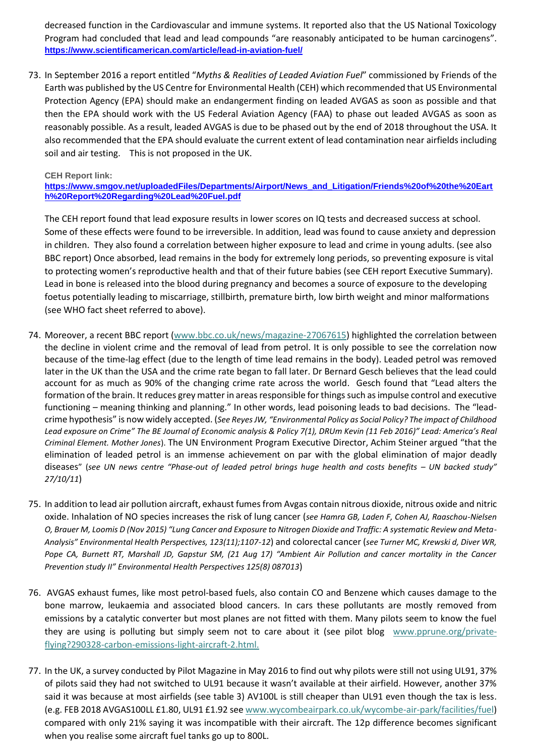decreased function in the Cardiovascular and immune systems. It reported also that the US National Toxicology Program had concluded that lead and lead compounds "are reasonably anticipated to be human carcinogens". **https://www.scientificamerican.com/article/lead-in-aviation-fuel/**

73. In September 2016 a report entitled "*Myths & Realities of Leaded Aviation Fuel*" commissioned by Friends of the Earth was published by the US Centre for Environmental Health (CEH) which recommended that US Environmental Protection Agency (EPA) should make an endangerment finding on leaded AVGAS as soon as possible and that then the EPA should work with the US Federal Aviation Agency (FAA) to phase out leaded AVGAS as soon as reasonably possible. As a result, leaded AVGAS is due to be phased out by the end of 2018 throughout the USA. It also recommended that the EPA should evaluate the current extent of lead contamination near airfields including soil and air testing. This is not proposed in the UK.

   **CEH Report link:**
   **https://www.smgov.net/uploadedFiles/Departments/Airport/News_and_Litigation/Friends%20of%20the%20Earth%20Report%20Regarding%20Lead%20Fuel.pdf**

   The CEH report found that lead exposure results in lower scores on IQ tests and decreased success at school. Some of these effects were found to be irreversible. In addition, lead was found to cause anxiety and depression in children. They also found a correlation between higher exposure to lead and crime in young adults. (see also BBC report) Once absorbed, lead remains in the body for extremely long periods, so preventing exposure is vital to protecting women's reproductive health and that of their future babies (see CEH report Executive Summary). Lead in bone is released into the blood during pregnancy and becomes a source of exposure to the developing foetus potentially leading to miscarriage, stillbirth, premature birth, low birth weight and minor malformations (see WHO fact sheet referred to above).

74. Moreover, a recent BBC report (www.bbc.co.uk/news/magazine-27067615) highlighted the correlation between the decline in violent crime and the removal of lead from petrol. It is only possible to see the correlation now because of the time-lag effect (due to the length of time lead remains in the body). Leaded petrol was removed later in the UK than the USA and the crime rate began to fall later. Dr Bernard Gesch believes that the lead could account for as much as 90% of the changing crime rate across the world. Gesch found that "Lead alters the formation of the brain. It reduces grey matter in areas responsible for things such as impulse control and executive functioning – meaning thinking and planning." In other words, lead poisoning leads to bad decisions. The "lead-crime hypothesis" is now widely accepted. (*See Reyes JW, "Environmental Policy as Social Policy? The impact of Childhood Lead exposure on Crime" The BE Journal of Economic analysis & Policy 7(1), DRUm Kevin (11 Feb 2016)" Lead: America's Real Criminal Element. Mother Jones*). The UN Environment Program Executive Director, Achim Steiner argued "that the elimination of leaded petrol is an immense achievement on par with the global elimination of major deadly diseases" (*see UN news centre "Phase-out of leaded petrol brings huge health and costs benefits – UN backed study" 27/10/11*)

75. In addition to lead air pollution aircraft, exhaust fumes from Avgas contain nitrous dioxide, nitrous oxide and nitric oxide. Inhalation of NO species increases the risk of lung cancer (*see Hamra GB, Laden F, Cohen AJ, Raaschou-Nielsen O, Brauer M, Loomis D (Nov 2015) "Lung Cancer and Exposure to Nitrogen Dioxide and Traffic: A systematic Review and Meta-Analysis" Environmental Health Perspectives, 123(11);1107-12*) and colorectal cancer (*see Turner MC, Krewski d, Diver WR, Pope CA, Burnett RT, Marshall JD, Gapstur SM, (21 Aug 17) "Ambient Air Pollution and cancer mortality in the Cancer Prevention study II" Environmental Health Perspectives 125(8) 087013*)

76. AVGAS exhaust fumes, like most petrol-based fuels, also contain CO and Benzene which causes damage to the bone marrow, leukaemia and associated blood cancers. In cars these pollutants are mostly removed from emissions by a catalytic converter but most planes are not fitted with them. Many pilots seem to know the fuel they are using is polluting but simply seem not to care about it (see pilot blog www.pprune.org/private-flying?290328-carbon-emissions-light-aircraft-2.html.

77. In the UK, a survey conducted by Pilot Magazine in May 2016 to find out why pilots were still not using UL91, 37% of pilots said they had not switched to UL91 because it wasn't available at their airfield. However, another 37% said it was because at most airfields (see table 3) AV100L is still cheaper than UL91 even though the tax is less. (e.g. FEB 2018 AVGAS100LL £1.80, UL91 £1.92 see www.wycombeairpark.co.uk/wycombe-air-park/facilities/fuel) compared with only 21% saying it was incompatible with their aircraft. The 12p difference becomes significant when you realise some aircraft fuel tanks go up to 800L.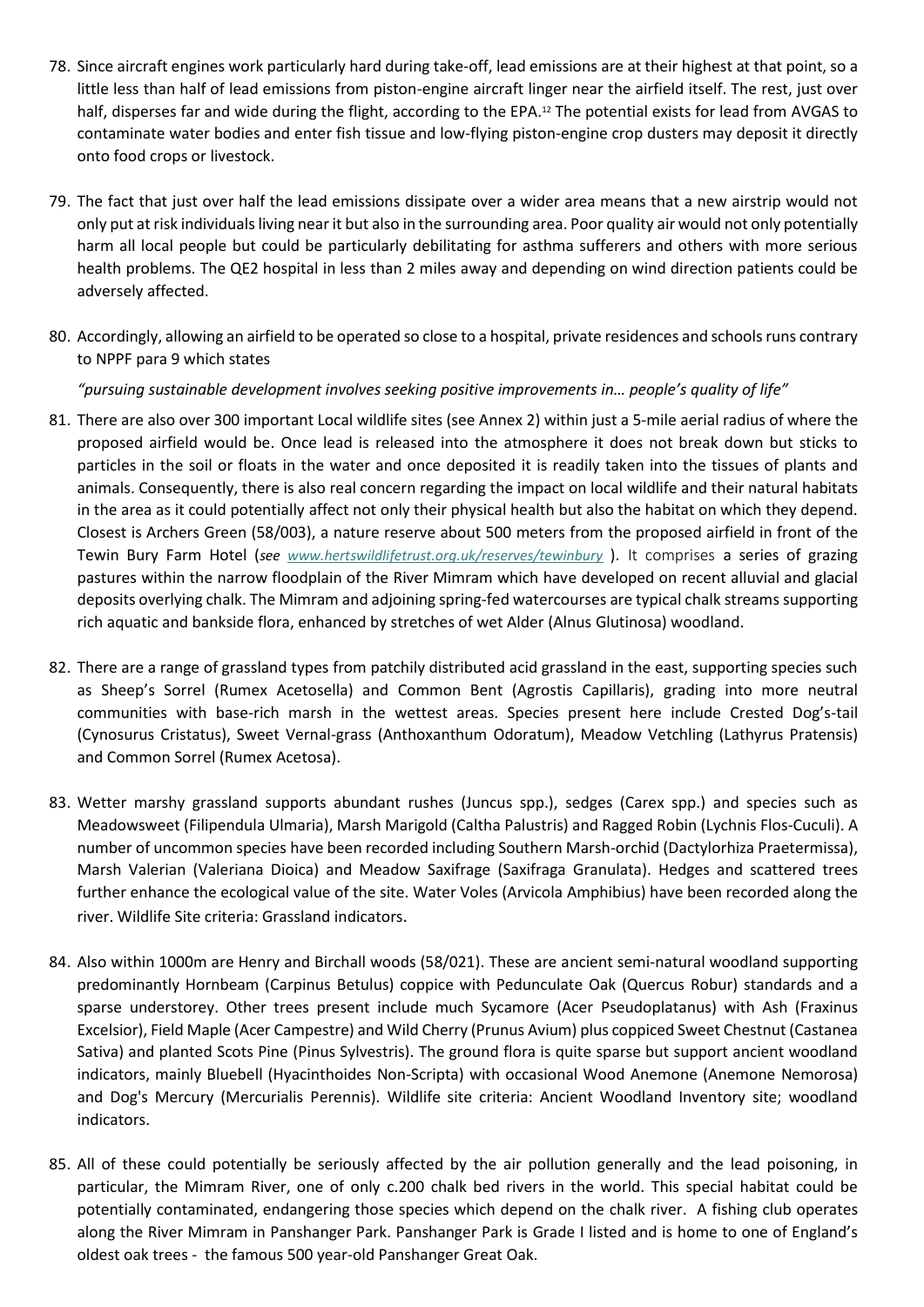78. Since aircraft engines work particularly hard during take-off, lead emissions are at their highest at that point, so a little less than half of lead emissions from piston-engine aircraft linger near the airfield itself. The rest, just over half, disperses far and wide during the flight, according to the EPA.[12] The potential exists for lead from AVGAS to contaminate water bodies and enter fish tissue and low-flying piston-engine crop dusters may deposit it directly onto food crops or livestock.

79. The fact that just over half the lead emissions dissipate over a wider area means that a new airstrip would not only put at risk individuals living near it but also in the surrounding area. Poor quality air would not only potentially harm all local people but could be particularly debilitating for asthma sufferers and others with more serious health problems. The QE2 hospital in less than 2 miles away and depending on wind direction patients could be adversely affected.

80. Accordingly, allowing an airfield to be operated so close to a hospital, private residences and schools runs contrary to NPPF para 9 which states

    *"pursuing sustainable development involves seeking positive improvements in… people's quality of life"*

81. There are also over 300 important Local wildlife sites (see Annex 2) within just a 5-mile aerial radius of where the proposed airfield would be. Once lead is released into the atmosphere it does not break down but sticks to particles in the soil or floats in the water and once deposited it is readily taken into the tissues of plants and animals. Consequently, there is also real concern regarding the impact on local wildlife and their natural habitats in the area as it could potentially affect not only their physical health but also the habitat on which they depend. Closest is Archers Green (58/003), a nature reserve about 500 meters from the proposed airfield in front of the Tewin Bury Farm Hotel (*see www.hertswildlifetrust.org.uk/reserves/tewinbury* ). It comprises a series of grazing pastures within the narrow floodplain of the River Mimram which have developed on recent alluvial and glacial deposits overlying chalk. The Mimram and adjoining spring-fed watercourses are typical chalk streams supporting rich aquatic and bankside flora, enhanced by stretches of wet Alder (Alnus Glutinosa) woodland.

82. There are a range of grassland types from patchily distributed acid grassland in the east, supporting species such as Sheep's Sorrel (Rumex Acetosella) and Common Bent (Agrostis Capillaris), grading into more neutral communities with base-rich marsh in the wettest areas. Species present here include Crested Dog's-tail (Cynosurus Cristatus), Sweet Vernal-grass (Anthoxanthum Odoratum), Meadow Vetchling (Lathyrus Pratensis) and Common Sorrel (Rumex Acetosa).

83. Wetter marshy grassland supports abundant rushes (Juncus spp.), sedges (Carex spp.) and species such as Meadowsweet (Filipendula Ulmaria), Marsh Marigold (Caltha Palustris) and Ragged Robin (Lychnis Flos-Cuculi). A number of uncommon species have been recorded including Southern Marsh-orchid (Dactylorhiza Praetermissa), Marsh Valerian (Valeriana Dioica) and Meadow Saxifrage (Saxifraga Granulata). Hedges and scattered trees further enhance the ecological value of the site. Water Voles (Arvicola Amphibius) have been recorded along the river. Wildlife Site criteria: Grassland indicators.

84. Also within 1000m are Henry and Birchall woods (58/021). These are ancient semi-natural woodland supporting predominantly Hornbeam (Carpinus Betulus) coppice with Pedunculate Oak (Quercus Robur) standards and a sparse understorey. Other trees present include much Sycamore (Acer Pseudoplatanus) with Ash (Fraxinus Excelsior), Field Maple (Acer Campestre) and Wild Cherry (Prunus Avium) plus coppiced Sweet Chestnut (Castanea Sativa) and planted Scots Pine (Pinus Sylvestris). The ground flora is quite sparse but support ancient woodland indicators, mainly Bluebell (Hyacinthoides Non-Scripta) with occasional Wood Anemone (Anemone Nemorosa) and Dog's Mercury (Mercurialis Perennis). Wildlife site criteria: Ancient Woodland Inventory site; woodland indicators.

85. All of these could potentially be seriously affected by the air pollution generally and the lead poisoning, in particular, the Mimram River, one of only c.200 chalk bed rivers in the world. This special habitat could be potentially contaminated, endangering those species which depend on the chalk river. A fishing club operates along the River Mimram in Panshanger Park. Panshanger Park is Grade I listed and is home to one of England's oldest oak trees - the famous 500 year-old Panshanger Great Oak.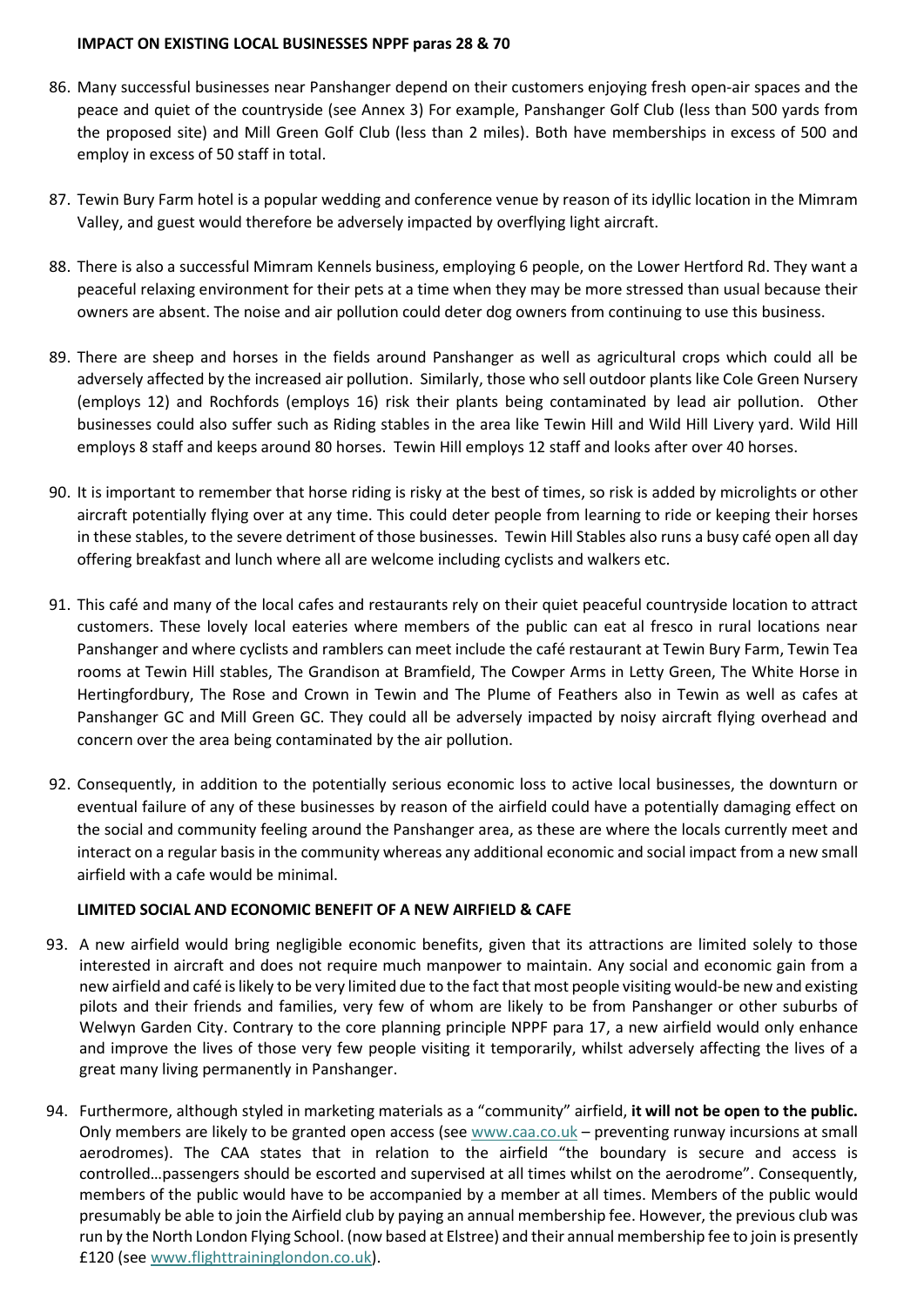**IMPACT ON EXISTING LOCAL BUSINESSES NPPF paras 28 & 70**

86. Many successful businesses near Panshanger depend on their customers enjoying fresh open-air spaces and the peace and quiet of the countryside (see Annex 3) For example, Panshanger Golf Club (less than 500 yards from the proposed site) and Mill Green Golf Club (less than 2 miles). Both have memberships in excess of 500 and employ in excess of 50 staff in total.

87. Tewin Bury Farm hotel is a popular wedding and conference venue by reason of its idyllic location in the Mimram Valley, and guest would therefore be adversely impacted by overflying light aircraft.

88. There is also a successful Mimram Kennels business, employing 6 people, on the Lower Hertford Rd. They want a peaceful relaxing environment for their pets at a time when they may be more stressed than usual because their owners are absent. The noise and air pollution could deter dog owners from continuing to use this business.

89. There are sheep and horses in the fields around Panshanger as well as agricultural crops which could all be adversely affected by the increased air pollution. Similarly, those who sell outdoor plants like Cole Green Nursery (employs 12) and Rochfords (employs 16) risk their plants being contaminated by lead air pollution. Other businesses could also suffer such as Riding stables in the area like Tewin Hill and Wild Hill Livery yard. Wild Hill employs 8 staff and keeps around 80 horses. Tewin Hill employs 12 staff and looks after over 40 horses.

90. It is important to remember that horse riding is risky at the best of times, so risk is added by microlights or other aircraft potentially flying over at any time. This could deter people from learning to ride or keeping their horses in these stables, to the severe detriment of those businesses. Tewin Hill Stables also runs a busy café open all day offering breakfast and lunch where all are welcome including cyclists and walkers etc.

91. This café and many of the local cafes and restaurants rely on their quiet peaceful countryside location to attract customers. These lovely local eateries where members of the public can eat al fresco in rural locations near Panshanger and where cyclists and ramblers can meet include the café restaurant at Tewin Bury Farm, Tewin Tea rooms at Tewin Hill stables, The Grandison at Bramfield, The Cowper Arms in Letty Green, The White Horse in Hertingfordbury, The Rose and Crown in Tewin and The Plume of Feathers also in Tewin as well as cafes at Panshanger GC and Mill Green GC. They could all be adversely impacted by noisy aircraft flying overhead and concern over the area being contaminated by the air pollution.

92. Consequently, in addition to the potentially serious economic loss to active local businesses, the downturn or eventual failure of any of these businesses by reason of the airfield could have a potentially damaging effect on the social and community feeling around the Panshanger area, as these are where the locals currently meet and interact on a regular basis in the community whereas any additional economic and social impact from a new small airfield with a cafe would be minimal.

**LIMITED SOCIAL AND ECONOMIC BENEFIT OF A NEW AIRFIELD & CAFE**

93. A new airfield would bring negligible economic benefits, given that its attractions are limited solely to those interested in aircraft and does not require much manpower to maintain. Any social and economic gain from a new airfield and café is likely to be very limited due to the fact that most people visiting would-be new and existing pilots and their friends and families, very few of whom are likely to be from Panshanger or other suburbs of Welwyn Garden City. Contrary to the core planning principle NPPF para 17, a new airfield would only enhance and improve the lives of those very few people visiting it temporarily, whilst adversely affecting the lives of a great many living permanently in Panshanger.

94. Furthermore, although styled in marketing materials as a "community" airfield, **it will not be open to the public.** Only members are likely to be granted open access (see www.caa.co.uk – preventing runway incursions at small aerodromes). The CAA states that in relation to the airfield "the boundary is secure and access is controlled…passengers should be escorted and supervised at all times whilst on the aerodrome". Consequently, members of the public would have to be accompanied by a member at all times. Members of the public would presumably be able to join the Airfield club by paying an annual membership fee. However, the previous club was run by the North London Flying School. (now based at Elstree) and their annual membership fee to join is presently £120 (see www.flighttraininglondon.co.uk).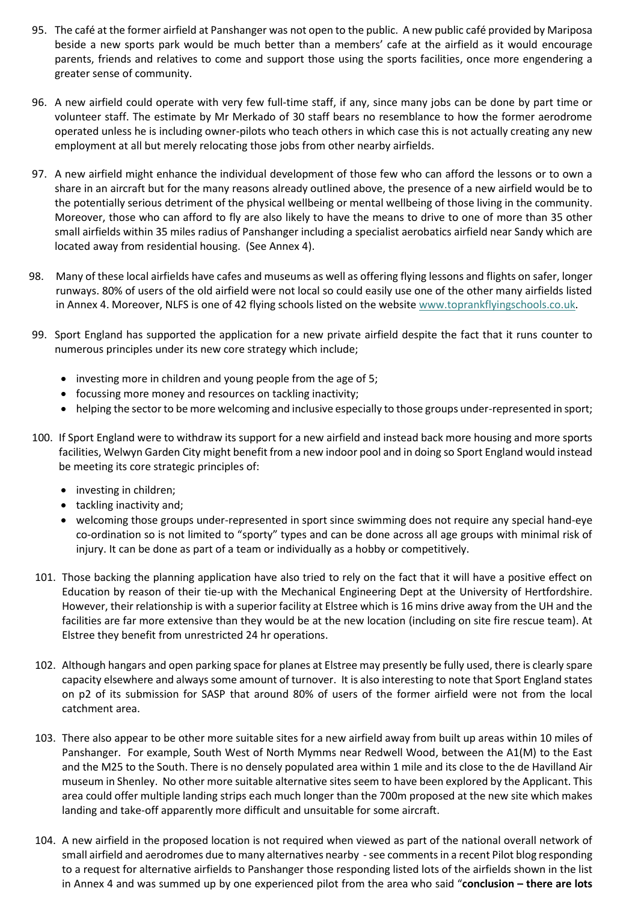95. The café at the former airfield at Panshanger was not open to the public. A new public café provided by Mariposa beside a new sports park would be much better than a members' cafe at the airfield as it would encourage parents, friends and relatives to come and support those using the sports facilities, once more engendering a greater sense of community.

96. A new airfield could operate with very few full-time staff, if any, since many jobs can be done by part time or volunteer staff. The estimate by Mr Merkado of 30 staff bears no resemblance to how the former aerodrome operated unless he is including owner-pilots who teach others in which case this is not actually creating any new employment at all but merely relocating those jobs from other nearby airfields.

97. A new airfield might enhance the individual development of those few who can afford the lessons or to own a share in an aircraft but for the many reasons already outlined above, the presence of a new airfield would be to the potentially serious detriment of the physical wellbeing or mental wellbeing of those living in the community. Moreover, those who can afford to fly are also likely to have the means to drive to one of more than 35 other small airfields within 35 miles radius of Panshanger including a specialist aerobatics airfield near Sandy which are located away from residential housing. (See Annex 4).

98. Many of these local airfields have cafes and museums as well as offering flying lessons and flights on safer, longer runways. 80% of users of the old airfield were not local so could easily use one of the other many airfields listed in Annex 4. Moreover, NLFS is one of 42 flying schools listed on the website www.toprankflyingschools.co.uk.

99. Sport England has supported the application for a new private airfield despite the fact that it runs counter to numerous principles under its new core strategy which include;
    - investing more in children and young people from the age of 5;
    - focussing more money and resources on tackling inactivity;
    - helping the sector to be more welcoming and inclusive especially to those groups under-represented in sport;

100. If Sport England were to withdraw its support for a new airfield and instead back more housing and more sports facilities, Welwyn Garden City might benefit from a new indoor pool and in doing so Sport England would instead be meeting its core strategic principles of:
    - investing in children;
    - tackling inactivity and;
    - welcoming those groups under-represented in sport since swimming does not require any special hand-eye co-ordination so is not limited to "sporty" types and can be done across all age groups with minimal risk of injury. It can be done as part of a team or individually as a hobby or competitively.

101. Those backing the planning application have also tried to rely on the fact that it will have a positive effect on Education by reason of their tie-up with the Mechanical Engineering Dept at the University of Hertfordshire. However, their relationship is with a superior facility at Elstree which is 16 mins drive away from the UH and the facilities are far more extensive than they would be at the new location (including on site fire rescue team). At Elstree they benefit from unrestricted 24 hr operations.

102. Although hangars and open parking space for planes at Elstree may presently be fully used, there is clearly spare capacity elsewhere and always some amount of turnover. It is also interesting to note that Sport England states on p2 of its submission for SASP that around 80% of users of the former airfield were not from the local catchment area.

103. There also appear to be other more suitable sites for a new airfield away from built up areas within 10 miles of Panshanger. For example, South West of North Mymms near Redwell Wood, between the A1(M) to the East and the M25 to the South. There is no densely populated area within 1 mile and its close to the de Havilland Air museum in Shenley. No other more suitable alternative sites seem to have been explored by the Applicant. This area could offer multiple landing strips each much longer than the 700m proposed at the new site which makes landing and take-off apparently more difficult and unsuitable for some aircraft.

104. A new airfield in the proposed location is not required when viewed as part of the national overall network of small airfield and aerodromes due to many alternatives nearby - see comments in a recent Pilot blog responding to a request for alternative airfields to Panshanger those responding listed lots of the airfields shown in the list in Annex 4 and was summed up by one experienced pilot from the area who said "**conclusion – there are lots**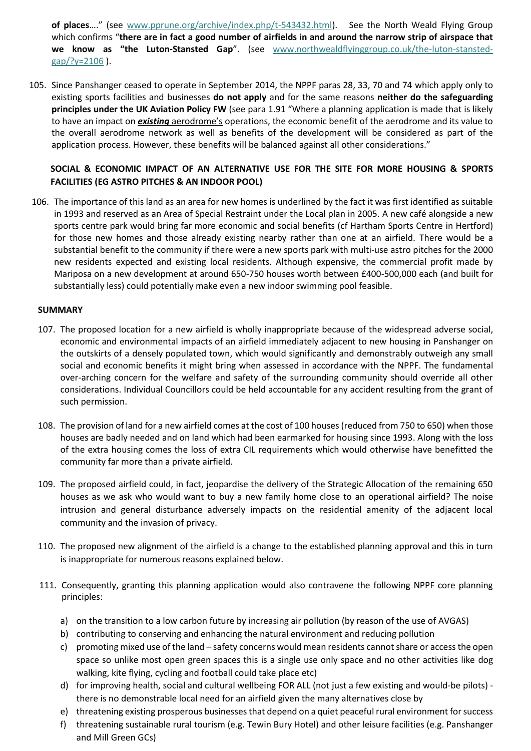**of places**…." (see www.pprune.org/archive/index.php/t-543432.html). See the North Weald Flying Group which confirms "**there are in fact a good number of airfields in and around the narrow strip of airspace that we know as "the Luton-Stansted Gap**". (see www.northwealdflyinggroup.co.uk/the-luton-stansted-gap/?y=2106 ).

105. Since Panshanger ceased to operate in September 2014, the NPPF paras 28, 33, 70 and 74 which apply only to existing sports facilities and businesses **do not apply** and for the same reasons **neither do the safeguarding principles under the UK Aviation Policy FW** (see para 1.91 "Where a planning application is made that is likely to have an impact on ***existing*** aerodrome's operations, the economic benefit of the aerodrome and its value to the overall aerodrome network as well as benefits of the development will be considered as part of the application process. However, these benefits will be balanced against all other considerations."

**SOCIAL & ECONOMIC IMPACT OF AN ALTERNATIVE USE FOR THE SITE FOR MORE HOUSING & SPORTS FACILITIES (EG ASTRO PITCHES & AN INDOOR POOL)**

106. The importance of this land as an area for new homes is underlined by the fact it was first identified as suitable in 1993 and reserved as an Area of Special Restraint under the Local plan in 2005. A new café alongside a new sports centre park would bring far more economic and social benefits (cf Hartham Sports Centre in Hertford) for those new homes and those already existing nearby rather than one at an airfield. There would be a substantial benefit to the community if there were a new sports park with multi-use astro pitches for the 2000 new residents expected and existing local residents. Although expensive, the commercial profit made by Mariposa on a new development at around 650-750 houses worth between £400-500,000 each (and built for substantially less) could potentially make even a new indoor swimming pool feasible.

**SUMMARY**

107. The proposed location for a new airfield is wholly inappropriate because of the widespread adverse social, economic and environmental impacts of an airfield immediately adjacent to new housing in Panshanger on the outskirts of a densely populated town, which would significantly and demonstrably outweigh any small social and economic benefits it might bring when assessed in accordance with the NPPF. The fundamental over-arching concern for the welfare and safety of the surrounding community should override all other considerations. Individual Councillors could be held accountable for any accident resulting from the grant of such permission.

108. The provision of land for a new airfield comes at the cost of 100 houses (reduced from 750 to 650) when those houses are badly needed and on land which had been earmarked for housing since 1993. Along with the loss of the extra housing comes the loss of extra CIL requirements which would otherwise have benefitted the community far more than a private airfield.

109. The proposed airfield could, in fact, jeopardise the delivery of the Strategic Allocation of the remaining 650 houses as we ask who would want to buy a new family home close to an operational airfield? The noise intrusion and general disturbance adversely impacts on the residential amenity of the adjacent local community and the invasion of privacy.

110. The proposed new alignment of the airfield is a change to the established planning approval and this in turn is inappropriate for numerous reasons explained below.

111. Consequently, granting this planning application would also contravene the following NPPF core planning principles:

    a) on the transition to a low carbon future by increasing air pollution (by reason of the use of AVGAS)
    b) contributing to conserving and enhancing the natural environment and reducing pollution
    c) promoting mixed use of the land – safety concerns would mean residents cannot share or access the open space so unlike most open green spaces this is a single use only space and no other activities like dog walking, kite flying, cycling and football could take place etc)
    d) for improving health, social and cultural wellbeing FOR ALL (not just a few existing and would-be pilots) - there is no demonstrable local need for an airfield given the many alternatives close by
    e) threatening existing prosperous businesses that depend on a quiet peaceful rural environment for success
    f) threatening sustainable rural tourism (e.g. Tewin Bury Hotel) and other leisure facilities (e.g. Panshanger and Mill Green GCs)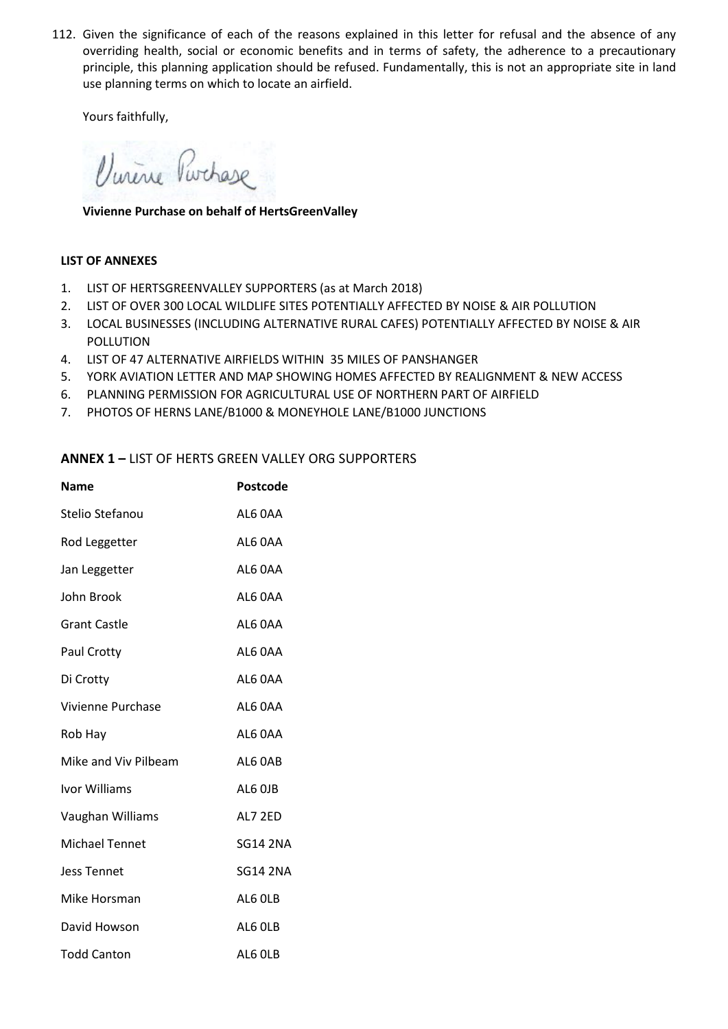112. Given the significance of each of the reasons explained in this letter for refusal and the absence of any overriding health, social or economic benefits and in terms of safety, the adherence to a precautionary principle, this planning application should be refused. Fundamentally, this is not an appropriate site in land use planning terms on which to locate an airfield.

Yours faithfully,

Vivienne Purchase

**Vivienne Purchase on behalf of HertsGreenValley**

**LIST OF ANNEXES**

1. LIST OF HERTSGREENVALLEY SUPPORTERS (as at March 2018)
2. LIST OF OVER 300 LOCAL WILDLIFE SITES POTENTIALLY AFFECTED BY NOISE & AIR POLLUTION
3. LOCAL BUSINESSES (INCLUDING ALTERNATIVE RURAL CAFES) POTENTIALLY AFFECTED BY NOISE & AIR POLLUTION
4. LIST OF 47 ALTERNATIVE AIRFIELDS WITHIN 35 MILES OF PANSHANGER
5. YORK AVIATION LETTER AND MAP SHOWING HOMES AFFECTED BY REALIGNMENT & NEW ACCESS
6. PLANNING PERMISSION FOR AGRICULTURAL USE OF NORTHERN PART OF AIRFIELD
7. PHOTOS OF HERNS LANE/B1000 & MONEYHOLE LANE/B1000 JUNCTIONS

## ANNEX 1 – LIST OF HERTS GREEN VALLEY ORG SUPPORTERS

| Name | Postcode |
|---|---|
| Stelio Stefanou | AL6 0AA |
| Rod Leggetter | AL6 0AA |
| Jan Leggetter | AL6 0AA |
| John Brook | AL6 0AA |
| Grant Castle | AL6 0AA |
| Paul Crotty | AL6 0AA |
| Di Crotty | AL6 0AA |
| Vivienne Purchase | AL6 0AA |
| Rob Hay | AL6 0AA |
| Mike and Viv Pilbeam | AL6 0AB |
| Ivor Williams | AL6 0JB |
| Vaughan Williams | AL7 2ED |
| Michael Tennet | SG14 2NA |
| Jess Tennet | SG14 2NA |
| Mike Horsman | AL6 0LB |
| David Howson | AL6 0LB |
| Todd Canton | AL6 0LB |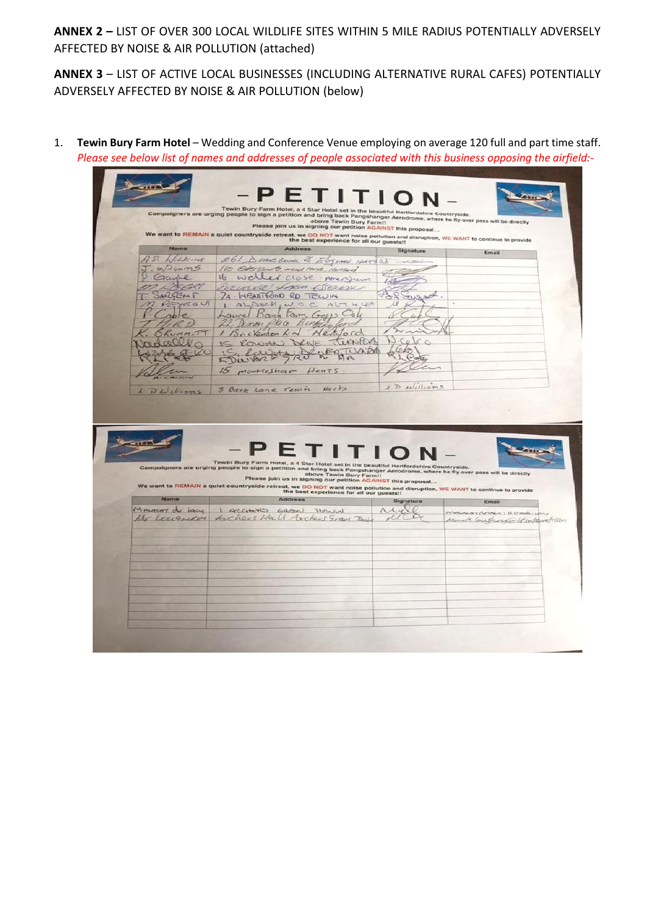**ANNEX 2 –** LIST OF OVER 300 LOCAL WILDLIFE SITES WITHIN 5 MILE RADIUS POTENTIALLY ADVERSELY AFFECTED BY NOISE & AIR POLLUTION (attached)

**ANNEX 3** – LIST OF ACTIVE LOCAL BUSINESSES (INCLUDING ALTERNATIVE RURAL CAFES) POTENTIALLY ADVERSELY AFFECTED BY NOISE & AIR POLLUTION (below)

1. **Tewin Bury Farm Hotel** – Wedding and Conference Venue employing on average 120 full and part time staff. *Please see below list of names and addresses of people associated with this business opposing the airfield:-*

# - PETITION -

Tewin Bury Farm Hotel, a 4 Star Hotel set in the beautiful Hertfordshire Countryside.
Campaigners are urging people to sign a petition and bring back Panshanger Aerodrome, where the fly over pass will be directly above Tewin Bury Farm!!
Please join us in signing our petition AGAINST this proposal...

We want to REMAIN a quiet countryside retreat, we DO NOT want noise pollution and disruption, WE WANT to continue to provide the best experience for all our guests!!

| Name | Address | Signature | Email |
|---|---|---|---|
| A.S. Wilkins | 261 Sandbrook St Edgware Hatfield | | |
| J. Williams | 110 Edgmont meadow Hertford | | |
| P. Gayle | 16 Weller Close Amersham | | |
| | | | |
| T. Sargent | 7A Hertford Rd Tewin | | |
| M. Pearsall | 1 Aldock W.G.C AL7 4QF | | |
| P. Cable | Laurel Bank Farm, Goffs Oak | | |
| T. Hird | 22 Dixon Place Buntingford | | |
| K. Grummitt | 1 Bracken Lane Hertford | | |
| | 15 Rowan Drive Tewin | | |
| | 15 Edwards Rd | | |
| | 15 mountleshaw Herts | | |
| A. Carson | | | |
| A D Williams | 8 Back Lane Tewin Herts | A D Williams | |

# - PETITION -

Tewin Bury Farm Hotel, a 4 Star Hotel set in the beautiful Hertfordshire Countryside.
Campaigners are urging people to sign a petition and bring back Panshanger Aerodrome, where the fly over pass will be directly above Tewin Bury Farm!!
Please join us in signing our petition AGAINST this proposal...

We want to REMAIN a quiet countryside retreat, we DO NOT want noise pollution and disruption, WE WANT to continue to provide the best experience for all our guests!!

| Name | Address | Signature | Email |
|---|---|---|---|
| Margaret de Lacy | 1 Archers Green Tewin | | |
| Mr Loughrey | Archers Hall Archers Green Tewin | | |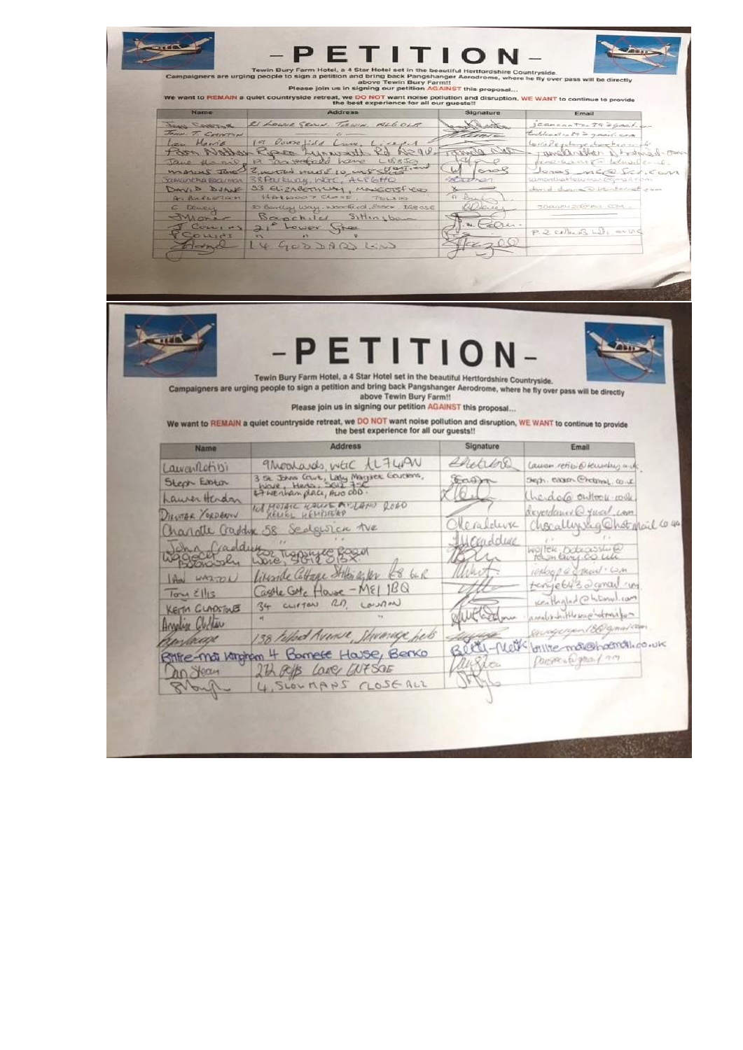# -PETITION-

**Tewin Bury Farm Hotel, a 4 Star Hotel set in the beautiful Hertfordshire Countryside.**
**Campaigners are urging people to sign a petition and bring back Pangshanger Aerodrome, where he fly over pass will be directly above Tewin Bury Farm!!**
**Please join us in signing our petition AGAINST this proposal...**

**We want to REMAIN a quiet countryside retreat, we DO NOT want noise pollution and disruption, WE WANT to continue to provide the best experience for all our guests!!**

| Name | Address | Signature | Email |
|---|---|---|---|
| Jean Creston | 21 Lower Green, Tewin, AL6 0LA | | jeancoston39@gmail.c... |
| John T. Creston | — " — | | tcoston39@gmail.com |
| Lou Harris | 19 Queensfield Lane, Liverpool | | lou.harris@... |
| Pam Nathan | Ryes Lynwood Rd AL9 | | pamelanathan@hotmail.com |
| Jane Harris | 19 Queensfield Lane L... | | jane.harris@hotmail.co... |
| Marcus Jones | 2, Water House 10, ... | | Jones_mc@sky.com |
| Samantha Coleman | 38 Parkway, Ware, AL6 | | samanthacoleman...@gmail.com |
| David Duane | 33 Elizabeth Way, Mangotsfield | | david.duane@btinternet.com |
| A. Burgess | Harewood Close, Tewin | | |
| C Dewey | 30 Bentley Way, Woodford, Essex. IG8 0SE | | 30dewey20@... .com |
| Moore | Brockhill, Sittingbourne | | |
| J Collins | 21 Lower Green | | P.R.Collins@... |
| P Collins | " " " | | |
| | 14 Goddard End | | |

# -PETITION-

**Tewin Bury Farm Hotel, a 4 Star Hotel set in the beautiful Hertfordshire Countryside.**
**Campaigners are urging people to sign a petition and bring back Pangshanger Aerodrome, where he fly over pass will be directly above Tewin Bury Farm!!**
**Please join us in signing our petition AGAINST this proposal...**

**We want to REMAIN a quiet countryside retreat, we DO NOT want noise pollution and disruption, WE WANT to continue to provide the best experience for all our guests!!**

| Name | Address | Signature | Email |
|---|---|---|---|
| Lauren Rotibi | 9 Woodlands, WGC AL7 4AN | | lauren.rotibi@... |
| Steph Eaden | 3 St Johns Court, Lady Margaret Gardens, Ware, Herts, SG12 7SE | | steph.eaden@hotmail.co.uk |
| Lauren Hendon | 27 Wenham Place, AL10 0DD | | l.hendo@outlook.com |
| Dilwar Yordanov | 101 Mosaic House Maylands Road Hemel Hempstead | | deyordanov@yahoo.com |
| Charlotte Craddock | 58 Sedgwick Ave | | chcraddock@hotmail.co.uk |
| John Craddock | " " | | " " |
| Wojciech Bobrowski | 302 ... Road Ware, SG12 0SX | | wojtek.bobrowski@tewinbury.co.uk |
| Ian Walton | Lilyside Cottage Stotfold ... | | ...@...mail.com |
| Tom Ellis | Castle Gate House - ME1 1BQ | | tenyells@gmail.com |
| Keith Gladstone | 34 Clifton Rd, London | | keithglad@hotmail.com |
| Angeline Gladstone | " " | | ... |
| ... | 138 Holford Avenue, Stevenage Herts | | ...@gmail.com |
| Brine-Mai Kingham | 4 Barnett House, Berko | | brinie-mai@hotmail.co.uk |
| Dan Spear | 27a Bells Lane ... | | ...@gmail.com |
| | 4, Slowmans Close AL2 | | |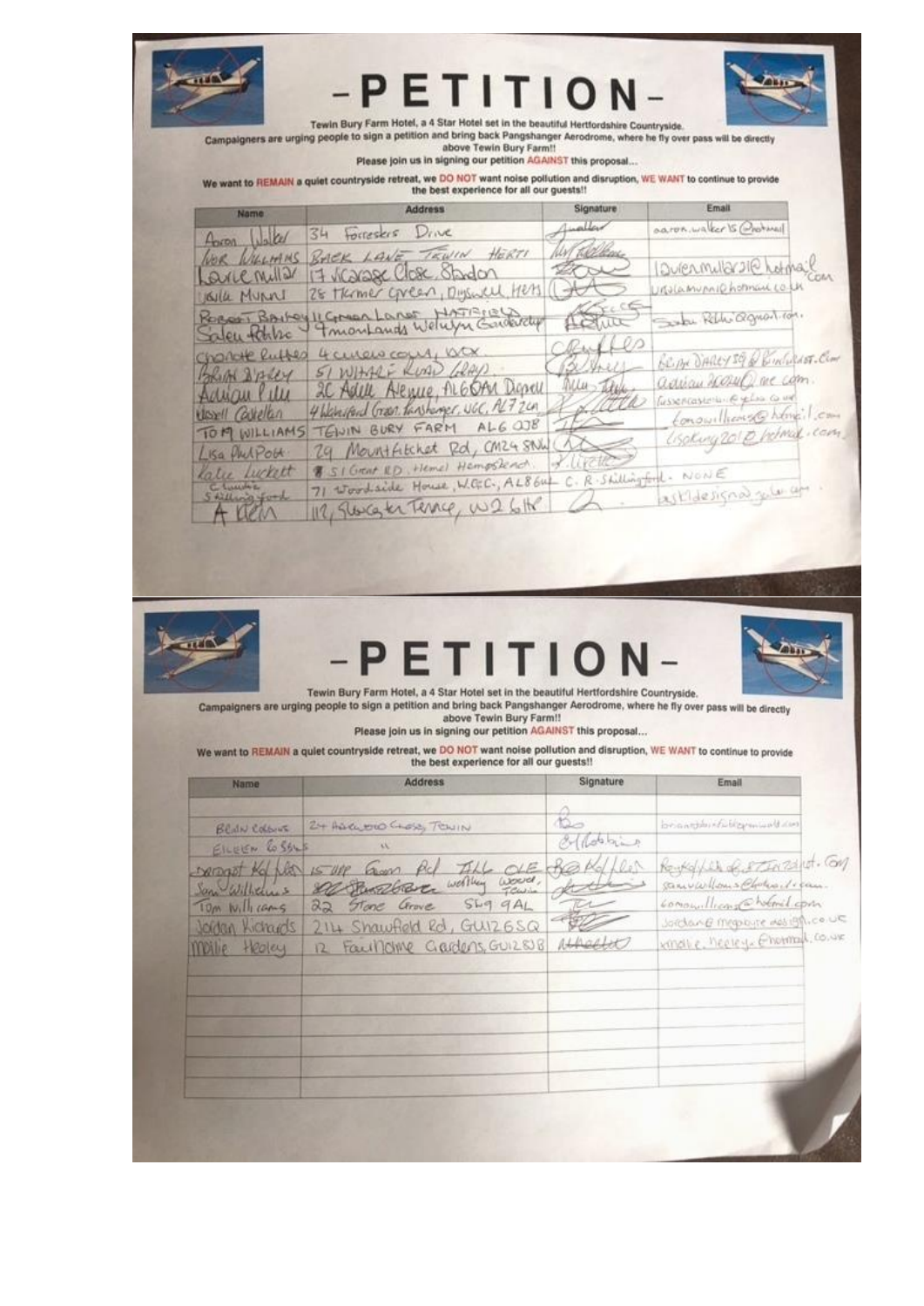# -PETITION-

Tewin Bury Farm Hotel, a 4 Star Hotel set in the beautiful Hertfordshire Countryside.
Campaigners are urging people to sign a petition and bring back Pangshanger Aerodrome, where he fly over pass will be directly above Tewin Bury Farm!!
Please join us in signing our petition AGAINST this proposal...

We want to REMAIN a quiet countryside retreat, we DO NOT want noise pollution and disruption, WE WANT to continue to provide the best experience for all our guests!!

| Name | Address | Signature | Email |
|---|---|---|---|
| Aaron Walker | 34 Foresters Drive | AWalker | aaron.walker15@hotmail |
| Noe Williams | Back Lane, Tewin Herts | | |
| Lauren Mullar | 17 Vicarage Close, Standon | | laurenmullar21@hotmail.com |
| Ursila Munni | 28 Turmer Green, Digswell, Herts | | ursilamunni@hotmail.co.uk |
| Robert Bailey | 11 Green Lanes Hatfield | | |
| Salen Robbie | 4 Moorlands Welwyn Garden City | | Salu.Rabu@gmail.com |
| Charlotte Rubbes | 4 Curlew Court, Wex | | |
| Brian D'arcy | 51 Wharf Road, Gray | BDarcy | BRIAN DARCY 29@Binternet.com |
| Adrian Pill | 2C Adel Avenue, AL6 0AN Digswell | | adrian2000@me.com |
| Harell Castellan | 4 Waterford Gdn. Panshanger, WGC, AL7 2?? | | fussencastellan@yahoo.co.uk |
| TOM WILLIAMS | TEWIN BURY FARM AL6 0JB | | tomowilliams@hotmail.com |
| Lisa Philpott | 29 Mount Pleasant Rd, CM24 5NW | | lisaking2012@hotmail.com |
| Katie Luckett | 51 Great Rd, Hemel Hempstead | | |
| Claudia Skillingford | 71 Woodside House, W.G.C., AL8 6?? | C. R. Skillingford | NONE |
| A Klein | 112, Gloucester Terrace, W2 6HP | | bskldesigns@yahoo.com |

# -PETITION-

Tewin Bury Farm Hotel, a 4 Star Hotel set in the beautiful Hertfordshire Countryside.
Campaigners are urging people to sign a petition and bring back Pangshanger Aerodrome, where he fly over pass will be directly above Tewin Bury Farm!!
Please join us in signing our petition AGAINST this proposal...

We want to REMAIN a quiet countryside retreat, we DO NOT want noise pollution and disruption, WE WANT to continue to provide the best experience for all our guests!!

| Name | Address | Signature | Email |
|---|---|---|---|
| Brian Robbins | 24 Arkwood Close, Tewin | | brianrobbins@btopenworld.com |
| Eileen Robbins | " | E Robbins | |
| Margaret Kelller | 15 Upp Green Rd AL6 0LE | | |
| Sam Williams | Woolley Wood, Tewin | | samwilliams@hotmail.com |
| Tom Williams | 22 Stone Grove SG4 9AL | | tomowilliams@hotmail.com |
| Jordan Richards | 214 Shawfield Rd, GU12 6SQ | | jordan@mogbourne designs.co.uk |
| Millie Heeley | 12 Faulkner Gardens, GU12 8JB | | millie.heeley@hotmail.co.uk |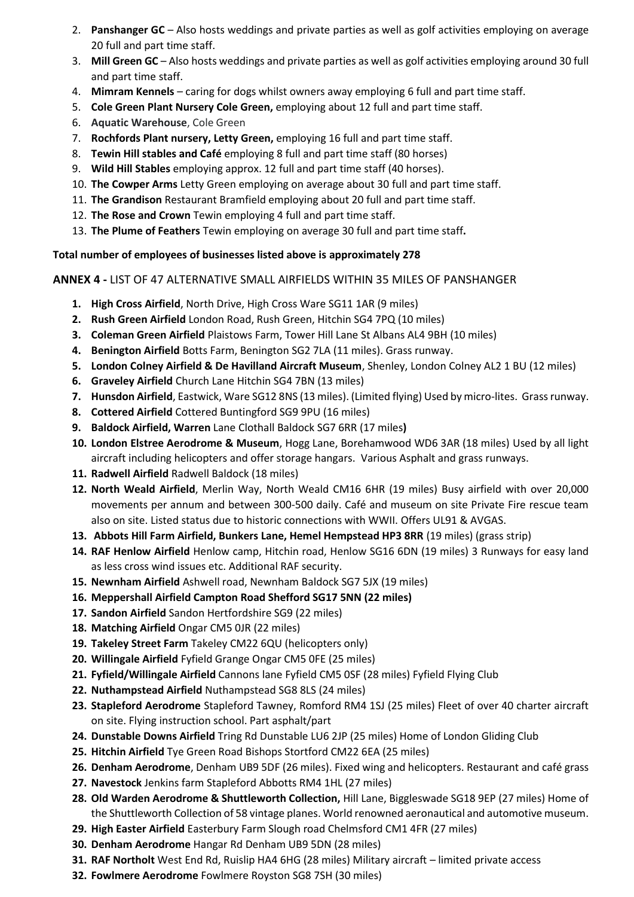2. **Panshanger GC** – Also hosts weddings and private parties as well as golf activities employing on average 20 full and part time staff.
3. **Mill Green GC** – Also hosts weddings and private parties as well as golf activities employing around 30 full and part time staff.
4. **Mimram Kennels** – caring for dogs whilst owners away employing 6 full and part time staff.
5. **Cole Green Plant Nursery Cole Green,** employing about 12 full and part time staff.
6. **Aquatic Warehouse**, Cole Green
7. **Rochfords Plant nursery, Letty Green,** employing 16 full and part time staff.
8. **Tewin Hill stables and Café** employing 8 full and part time staff (80 horses)
9. **Wild Hill Stables** employing approx. 12 full and part time staff (40 horses).
10. **The Cowper Arms** Letty Green employing on average about 30 full and part time staff.
11. **The Grandison** Restaurant Bramfield employing about 20 full and part time staff.
12. **The Rose and Crown** Tewin employing 4 full and part time staff.
13. **The Plume of Feathers** Tewin employing on average 30 full and part time staff**.**

**Total number of employees of businesses listed above is approximately 278**

**ANNEX 4 -** LIST OF 47 ALTERNATIVE SMALL AIRFIELDS WITHIN 35 MILES OF PANSHANGER

1. **High Cross Airfield**, North Drive, High Cross Ware SG11 1AR (9 miles)
2. **Rush Green Airfield** London Road, Rush Green, Hitchin SG4 7PQ (10 miles)
3. **Coleman Green Airfield** Plaistows Farm, Tower Hill Lane St Albans AL4 9BH (10 miles)
4. **Benington Airfield** Botts Farm, Benington SG2 7LA (11 miles). Grass runway.
5. **London Colney Airfield & De Havilland Aircraft Museum**, Shenley, London Colney AL2 1 BU (12 miles)
6. **Graveley Airfield** Church Lane Hitchin SG4 7BN (13 miles)
7. **Hunsdon Airfield**, Eastwick, Ware SG12 8NS (13 miles). (Limited flying) Used by micro-lites. Grass runway.
8. **Cottered Airfield** Cottered Buntingford SG9 9PU (16 miles)
9. **Baldock Airfield, Warren** Lane Clothall Baldock SG7 6RR (17 miles**)**
10. **London Elstree Aerodrome & Museum**, Hogg Lane, Borehamwood WD6 3AR (18 miles) Used by all light aircraft including helicopters and offer storage hangars. Various Asphalt and grass runways.
11. **Radwell Airfield** Radwell Baldock (18 miles)
12. **North Weald Airfield**, Merlin Way, North Weald CM16 6HR (19 miles) Busy airfield with over 20,000 movements per annum and between 300-500 daily. Café and museum on site Private Fire rescue team also on site. Listed status due to historic connections with WWII. Offers UL91 & AVGAS.
13. **Abbots Hill Farm Airfield, Bunkers Lane, Hemel Hempstead HP3 8RR** (19 miles) (grass strip)
14. **RAF Henlow Airfield** Henlow camp, Hitchin road, Henlow SG16 6DN (19 miles) 3 Runways for easy land as less cross wind issues etc. Additional RAF security.
15. **Newnham Airfield** Ashwell road, Newnham Baldock SG7 5JX (19 miles)
16. **Meppershall Airfield Campton Road Shefford SG17 5NN (22 miles)**
17. **Sandon Airfield** Sandon Hertfordshire SG9 (22 miles)
18. **Matching Airfield** Ongar CM5 0JR (22 miles)
19. **Takeley Street Farm** Takeley CM22 6QU (helicopters only)
20. **Willingale Airfield** Fyfield Grange Ongar CM5 0FE (25 miles)
21. **Fyfield/Willingale Airfield** Cannons lane Fyfield CM5 0SF (28 miles) Fyfield Flying Club
22. **Nuthampstead Airfield** Nuthampstead SG8 8LS (24 miles)
23. **Stapleford Aerodrome** Stapleford Tawney, Romford RM4 1SJ (25 miles) Fleet of over 40 charter aircraft on site. Flying instruction school. Part asphalt/part
24. **Dunstable Downs Airfield** Tring Rd Dunstable LU6 2JP (25 miles) Home of London Gliding Club
25. **Hitchin Airfield** Tye Green Road Bishops Stortford CM22 6EA (25 miles)
26. **Denham Aerodrome**, Denham UB9 5DF (26 miles). Fixed wing and helicopters. Restaurant and café grass
27. **Navestock** Jenkins farm Stapleford Abbotts RM4 1HL (27 miles)
28. **Old Warden Aerodrome & Shuttleworth Collection,** Hill Lane, Biggleswade SG18 9EP (27 miles) Home of the Shuttleworth Collection of 58 vintage planes. World renowned aeronautical and automotive museum.
29. **High Easter Airfield** Easterbury Farm Slough road Chelmsford CM1 4FR (27 miles)
30. **Denham Aerodrome** Hangar Rd Denham UB9 5DN (28 miles)
31. **RAF Northolt** West End Rd, Ruislip HA4 6HG (28 miles) Military aircraft – limited private access
32. **Fowlmere Aerodrome** Fowlmere Royston SG8 7SH (30 miles)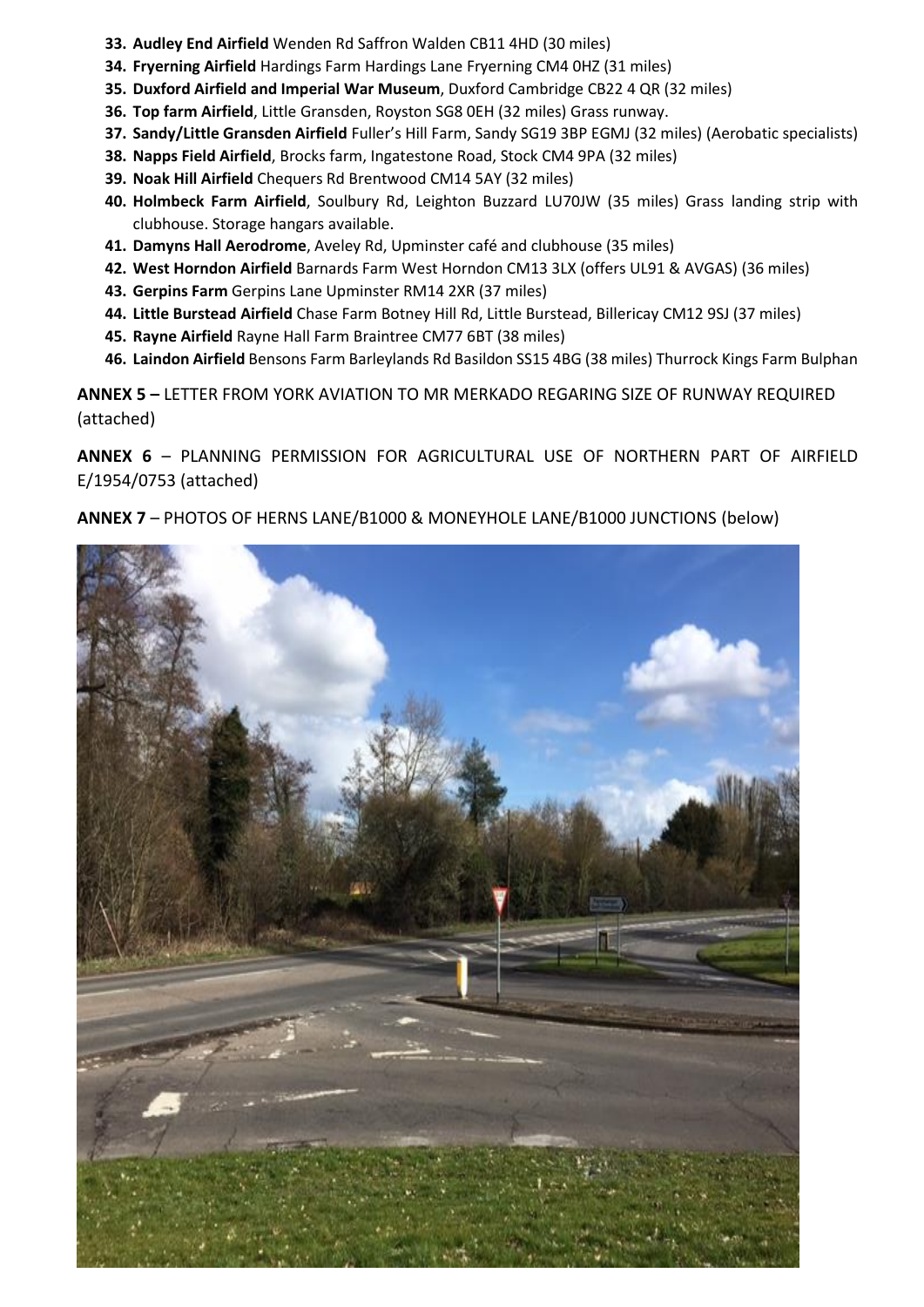33. **Audley End Airfield** Wenden Rd Saffron Walden CB11 4HD (30 miles)
34. **Fryerning Airfield** Hardings Farm Hardings Lane Fryerning CM4 0HZ (31 miles)
35. **Duxford Airfield and Imperial War Museum**, Duxford Cambridge CB22 4 QR (32 miles)
36. **Top farm Airfield**, Little Gransden, Royston SG8 0EH (32 miles) Grass runway.
37. **Sandy/Little Gransden Airfield** Fuller's Hill Farm, Sandy SG19 3BP EGMJ (32 miles) (Aerobatic specialists)
38. **Napps Field Airfield**, Brocks farm, Ingatestone Road, Stock CM4 9PA (32 miles)
39. **Noak Hill Airfield** Chequers Rd Brentwood CM14 5AY (32 miles)
40. **Holmbeck Farm Airfield**, Soulbury Rd, Leighton Buzzard LU70JW (35 miles) Grass landing strip with clubhouse. Storage hangars available.
41. **Damyns Hall Aerodrome**, Aveley Rd, Upminster café and clubhouse (35 miles)
42. **West Horndon Airfield** Barnards Farm West Horndon CM13 3LX (offers UL91 & AVGAS) (36 miles)
43. **Gerpins Farm** Gerpins Lane Upminster RM14 2XR (37 miles)
44. **Little Burstead Airfield** Chase Farm Botney Hill Rd, Little Burstead, Billericay CM12 9SJ (37 miles)
45. **Rayne Airfield** Rayne Hall Farm Braintree CM77 6BT (38 miles)
46. **Laindon Airfield** Bensons Farm Barleylands Rd Basildon SS15 4BG (38 miles) Thurrock Kings Farm Bulphan

**ANNEX 5 –** LETTER FROM YORK AVIATION TO MR MERKADO REGARING SIZE OF RUNWAY REQUIRED (attached)

**ANNEX 6** – PLANNING PERMISSION FOR AGRICULTURAL USE OF NORTHERN PART OF AIRFIELD E/1954/0753 (attached)

**ANNEX 7** – PHOTOS OF HERNS LANE/B1000 & MONEYHOLE LANE/B1000 JUNCTIONS (below)